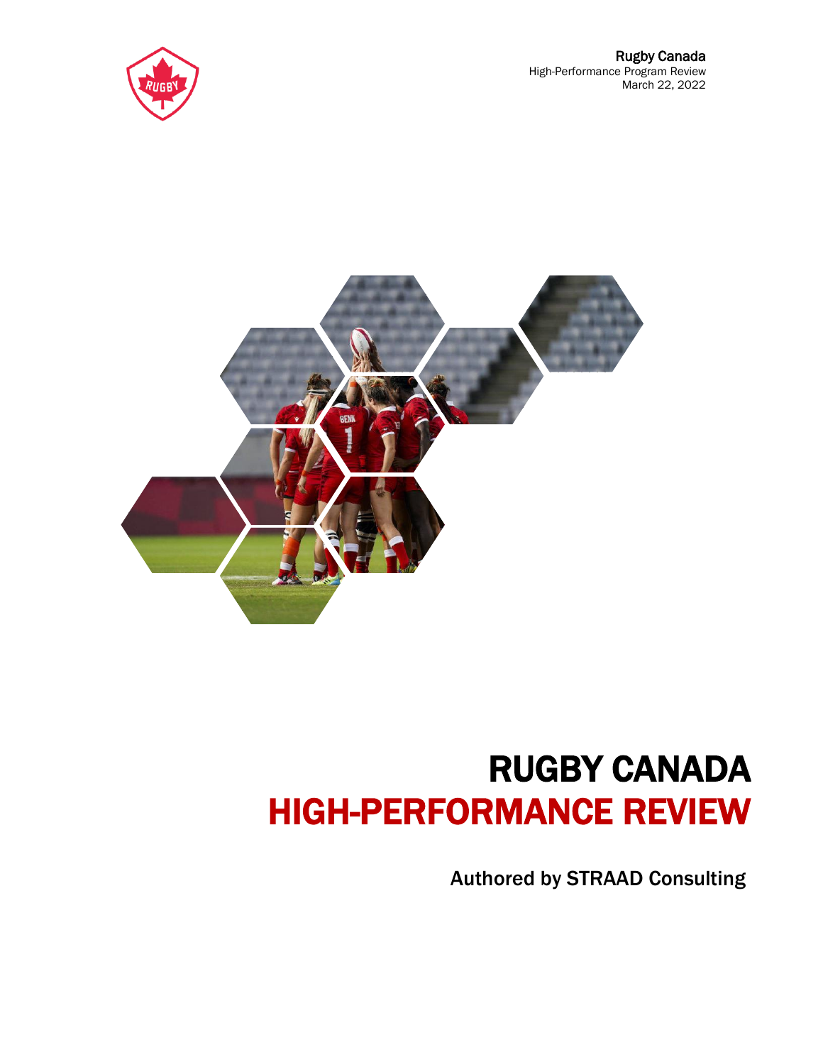Rugby Canada
High-Performance Program Review
March 22, 2022

# RUGBY CANADA
# HIGH-PERFORMANCE REVIEW

Authored by STRAAD Consulting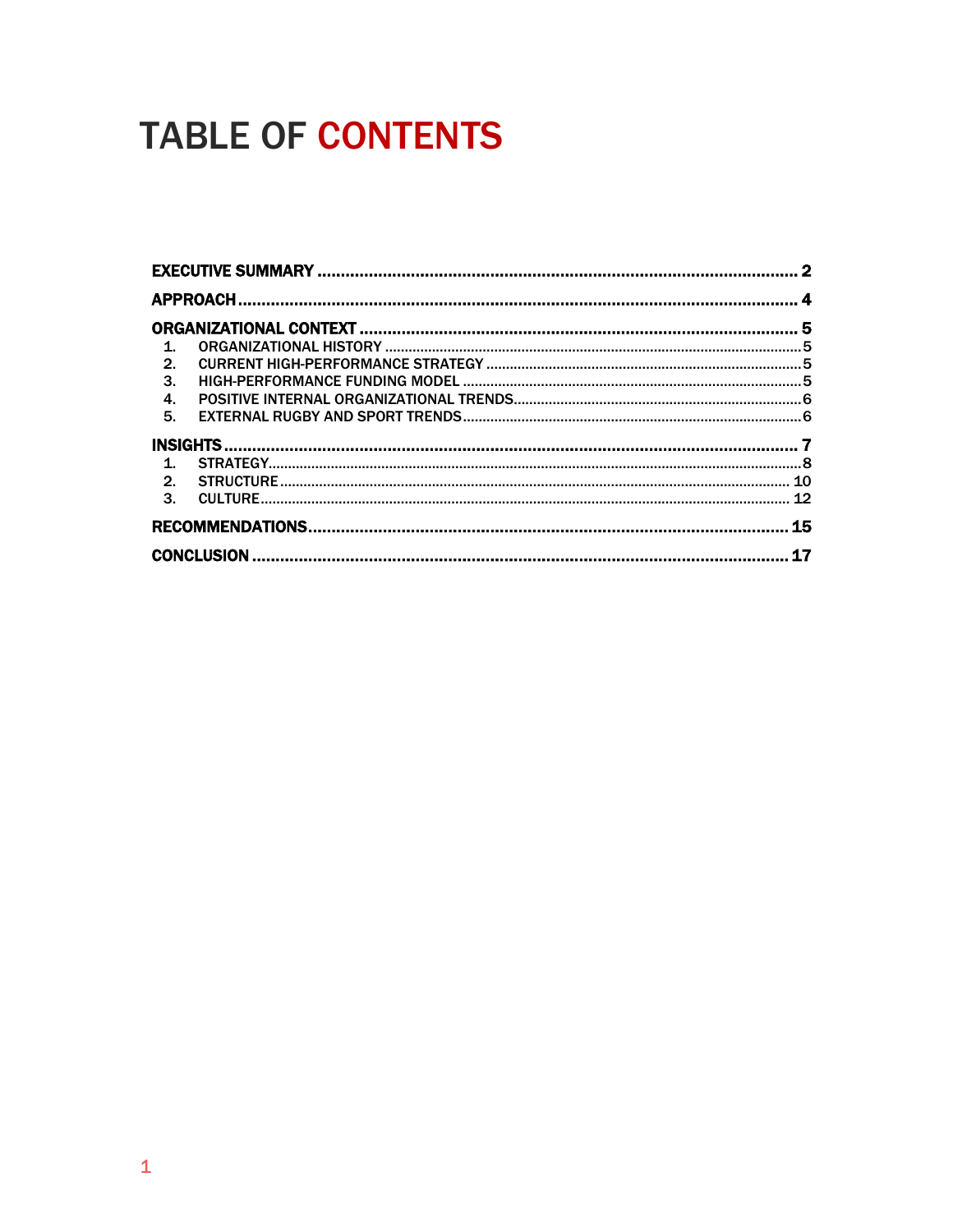# TABLE OF CONTENTS

**EXECUTIVE SUMMARY** .......... **2**

**APPROACH** .......... **4**

**ORGANIZATIONAL CONTEXT** .......... **5**

1. ORGANIZATIONAL HISTORY .......... 5
2. CURRENT HIGH-PERFORMANCE STRATEGY .......... 5
3. HIGH-PERFORMANCE FUNDING MODEL .......... 5
4. POSITIVE INTERNAL ORGANIZATIONAL TRENDS .......... 6
5. EXTERNAL RUGBY AND SPORT TRENDS .......... 6

**INSIGHTS** .......... **7**

1. STRATEGY .......... 8
2. STRUCTURE .......... 10
3. CULTURE .......... 12

**RECOMMENDATIONS** .......... **15**

**CONCLUSION** .......... **17**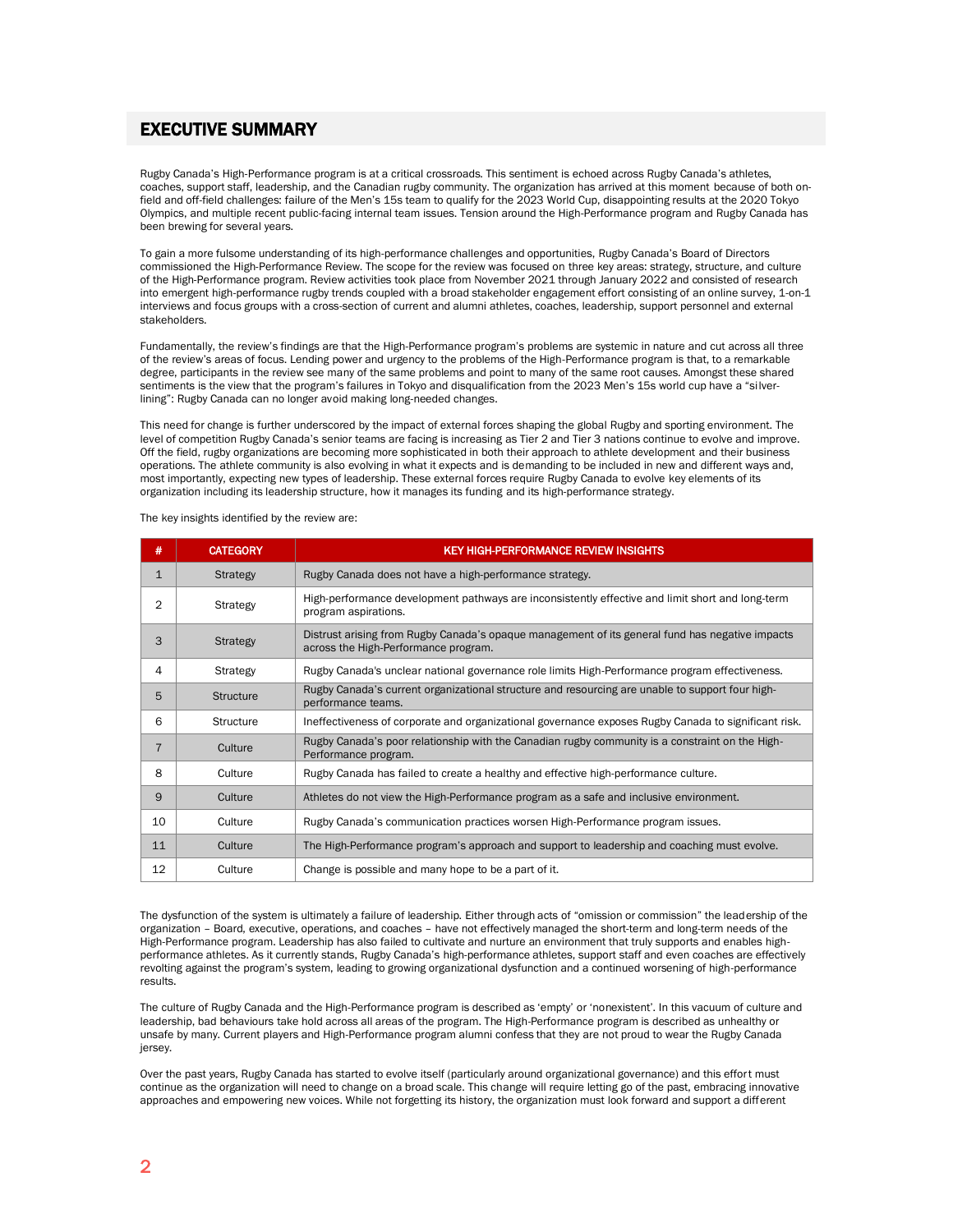# EXECUTIVE SUMMARY

Rugby Canada's High-Performance program is at a critical crossroads. This sentiment is echoed across Rugby Canada's athletes, coaches, support staff, leadership, and the Canadian rugby community. The organization has arrived at this moment because of both on-field and off-field challenges: failure of the Men's 15s team to qualify for the 2023 World Cup, disappointing results at the 2020 Tokyo Olympics, and multiple recent public-facing internal team issues. Tension around the High-Performance program and Rugby Canada has been brewing for several years.

To gain a more fulsome understanding of its high-performance challenges and opportunities, Rugby Canada's Board of Directors commissioned the High-Performance Review. The scope for the review was focused on three key areas: strategy, structure, and culture of the High-Performance program. Review activities took place from November 2021 through January 2022 and consisted of research into emergent high-performance rugby trends coupled with a broad stakeholder engagement effort consisting of an online survey, 1-on-1 interviews and focus groups with a cross-section of current and alumni athletes, coaches, leadership, support personnel and external stakeholders.

Fundamentally, the review's findings are that the High-Performance program's problems are systemic in nature and cut across all three of the review's areas of focus. Lending power and urgency to the problems of the High-Performance program is that, to a remarkable degree, participants in the review see many of the same problems and point to many of the same root causes. Amongst these shared sentiments is the view that the program's failures in Tokyo and disqualification from the 2023 Men's 15s world cup have a "silver-lining": Rugby Canada can no longer avoid making long-needed changes.

This need for change is further underscored by the impact of external forces shaping the global Rugby and sporting environment. The level of competition Rugby Canada's senior teams are facing is increasing as Tier 2 and Tier 3 nations continue to evolve and improve. Off the field, rugby organizations are becoming more sophisticated in both their approach to athlete development and their business operations. The athlete community is also evolving in what it expects and is demanding to be included in new and different ways and, most importantly, expecting new types of leadership. These external forces require Rugby Canada to evolve key elements of its organization including its leadership structure, how it manages its funding and its high-performance strategy.

The key insights identified by the review are:

| # | CATEGORY | KEY HIGH-PERFORMANCE REVIEW INSIGHTS |
|---|---|---|
| 1 | Strategy | Rugby Canada does not have a high-performance strategy. |
| 2 | Strategy | High-performance development pathways are inconsistently effective and limit short and long-term program aspirations. |
| 3 | Strategy | Distrust arising from Rugby Canada's opaque management of its general fund has negative impacts across the High-Performance program. |
| 4 | Strategy | Rugby Canada's unclear national governance role limits High-Performance program effectiveness. |
| 5 | Structure | Rugby Canada's current organizational structure and resourcing are unable to support four high-performance teams. |
| 6 | Structure | Ineffectiveness of corporate and organizational governance exposes Rugby Canada to significant risk. |
| 7 | Culture | Rugby Canada's poor relationship with the Canadian rugby community is a constraint on the High-Performance program. |
| 8 | Culture | Rugby Canada has failed to create a healthy and effective high-performance culture. |
| 9 | Culture | Athletes do not view the High-Performance program as a safe and inclusive environment. |
| 10 | Culture | Rugby Canada's communication practices worsen High-Performance program issues. |
| 11 | Culture | The High-Performance program's approach and support to leadership and coaching must evolve. |
| 12 | Culture | Change is possible and many hope to be a part of it. |

The dysfunction of the system is ultimately a failure of leadership. Either through acts of "omission or commission" the leadership of the organization – Board, executive, operations, and coaches – have not effectively managed the short-term and long-term needs of the High-Performance program. Leadership has also failed to cultivate and nurture an environment that truly supports and enables high-performance athletes. As it currently stands, Rugby Canada's high-performance athletes, support staff and even coaches are effectively revolting against the program's system, leading to growing organizational dysfunction and a continued worsening of high-performance results.

The culture of Rugby Canada and the High-Performance program is described as 'empty' or 'nonexistent'. In this vacuum of culture and leadership, bad behaviours take hold across all areas of the program. The High-Performance program is described as unhealthy or unsafe by many. Current players and High-Performance program alumni confess that they are not proud to wear the Rugby Canada jersey.

Over the past years, Rugby Canada has started to evolve itself (particularly around organizational governance) and this effort must continue as the organization will need to change on a broad scale. This change will require letting go of the past, embracing innovative approaches and empowering new voices. While not forgetting its history, the organization must look forward and support a different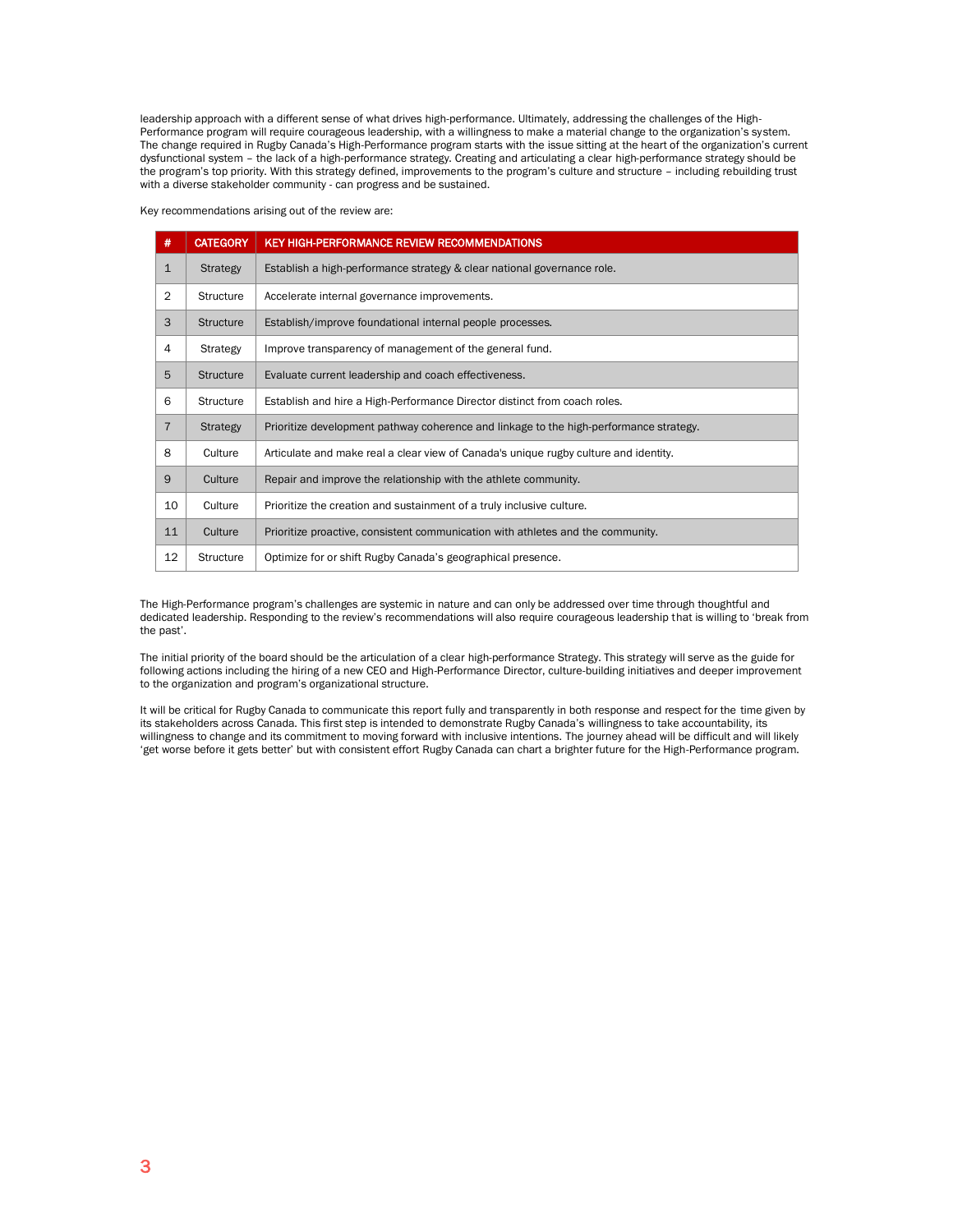leadership approach with a different sense of what drives high-performance. Ultimately, addressing the challenges of the High-Performance program will require courageous leadership, with a willingness to make a material change to the organization's system. The change required in Rugby Canada's High-Performance program starts with the issue sitting at the heart of the organization's current dysfunctional system – the lack of a high-performance strategy. Creating and articulating a clear high-performance strategy should be the program's top priority. With this strategy defined, improvements to the program's culture and structure – including rebuilding trust with a diverse stakeholder community - can progress and be sustained.

Key recommendations arising out of the review are:

| # | CATEGORY | KEY HIGH-PERFORMANCE REVIEW RECOMMENDATIONS |
|---|---|---|
| 1 | Strategy | Establish a high-performance strategy & clear national governance role. |
| 2 | Structure | Accelerate internal governance improvements. |
| 3 | Structure | Establish/improve foundational internal people processes. |
| 4 | Strategy | Improve transparency of management of the general fund. |
| 5 | Structure | Evaluate current leadership and coach effectiveness. |
| 6 | Structure | Establish and hire a High-Performance Director distinct from coach roles. |
| 7 | Strategy | Prioritize development pathway coherence and linkage to the high-performance strategy. |
| 8 | Culture | Articulate and make real a clear view of Canada's unique rugby culture and identity. |
| 9 | Culture | Repair and improve the relationship with the athlete community. |
| 10 | Culture | Prioritize the creation and sustainment of a truly inclusive culture. |
| 11 | Culture | Prioritize proactive, consistent communication with athletes and the community. |
| 12 | Structure | Optimize for or shift Rugby Canada's geographical presence. |

The High-Performance program's challenges are systemic in nature and can only be addressed over time through thoughtful and dedicated leadership. Responding to the review's recommendations will also require courageous leadership that is willing to 'break from the past'.

The initial priority of the board should be the articulation of a clear high-performance Strategy. This strategy will serve as the guide for following actions including the hiring of a new CEO and High-Performance Director, culture-building initiatives and deeper improvement to the organization and program's organizational structure.

It will be critical for Rugby Canada to communicate this report fully and transparently in both response and respect for the time given by its stakeholders across Canada. This first step is intended to demonstrate Rugby Canada's willingness to take accountability, its willingness to change and its commitment to moving forward with inclusive intentions. The journey ahead will be difficult and will likely 'get worse before it gets better' but with consistent effort Rugby Canada can chart a brighter future for the High-Performance program.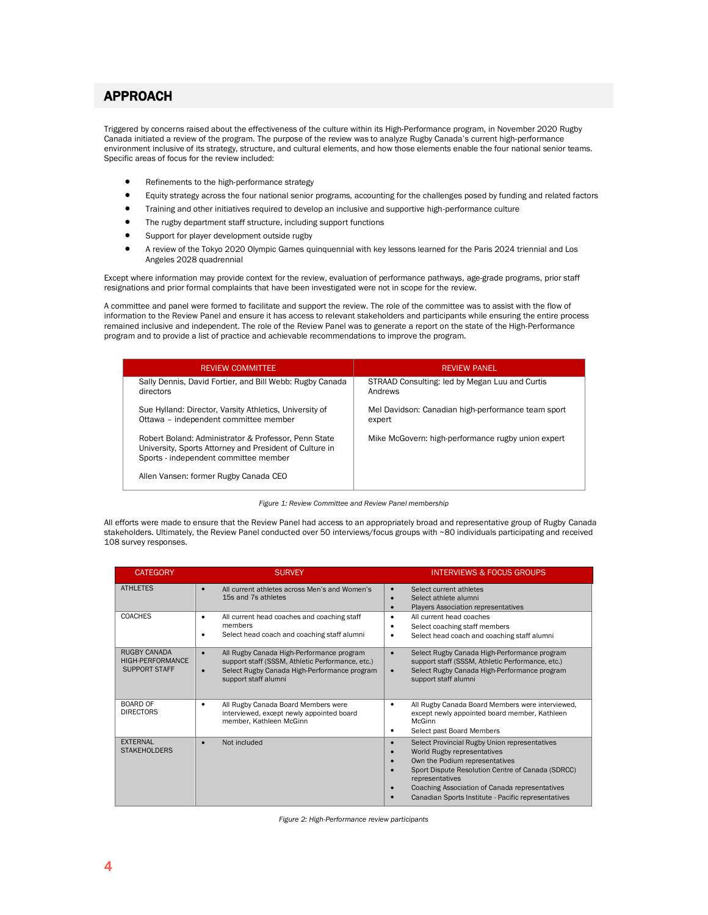## APPROACH

Triggered by concerns raised about the effectiveness of the culture within its High-Performance program, in November 2020 Rugby Canada initiated a review of the program. The purpose of the review was to analyze Rugby Canada's current high-performance environment inclusive of its strategy, structure, and cultural elements, and how those elements enable the four national senior teams. Specific areas of focus for the review included:

- Refinements to the high-performance strategy
- Equity strategy across the four national senior programs, accounting for the challenges posed by funding and related factors
- Training and other initiatives required to develop an inclusive and supportive high-performance culture
- The rugby department staff structure, including support functions
- Support for player development outside rugby
- A review of the Tokyo 2020 Olympic Games quinquennial with key lessons learned for the Paris 2024 triennial and Los Angeles 2028 quadrennial

Except where information may provide context for the review, evaluation of performance pathways, age-grade programs, prior staff resignations and prior formal complaints that have been investigated were not in scope for the review.

A committee and panel were formed to facilitate and support the review. The role of the committee was to assist with the flow of information to the Review Panel and ensure it has access to relevant stakeholders and participants while ensuring the entire process remained inclusive and independent. The role of the Review Panel was to generate a report on the state of the High-Performance program and to provide a list of practice and achievable recommendations to improve the program.

| REVIEW COMMITTEE | REVIEW PANEL |
|---|---|
| Sally Dennis, David Fortier, and Bill Webb: Rugby Canada directors | STRAAD Consulting: led by Megan Luu and Curtis Andrews |
| Sue Hylland: Director, Varsity Athletics, University of Ottawa – independent committee member | Mel Davidson: Canadian high-performance team sport expert |
| Robert Boland: Administrator & Professor, Penn State University, Sports Attorney and President of Culture in Sports - independent committee member | Mike McGovern: high-performance rugby union expert |
| Allen Vansen: former Rugby Canada CEO | |

*Figure 1: Review Committee and Review Panel membership*

All efforts were made to ensure that the Review Panel had access to an appropriately broad and representative group of Rugby Canada stakeholders. Ultimately, the Review Panel conducted over 50 interviews/focus groups with ~80 individuals participating and received 108 survey responses.

| CATEGORY | SURVEY | INTERVIEWS & FOCUS GROUPS |
|---|---|---|
| ATHLETES | • All current athletes across Men's and Women's 15s and 7s athletes | • Select current athletes<br>• Select athlete alumni<br>• Players Association representatives |
| COACHES | • All current head coaches and coaching staff members<br>• Select head coach and coaching staff alumni | • All current head coaches<br>• Select coaching staff members<br>• Select head coach and coaching staff alumni |
| RUGBY CANADA HIGH-PERFORMANCE SUPPORT STAFF | • All Rugby Canada High-Performance program support staff (SSSM, Athletic Performance, etc.)<br>• Select Rugby Canada High-Performance program support staff alumni | • Select Rugby Canada High-Performance program support staff (SSSM, Athletic Performance, etc.)<br>• Select Rugby Canada High-Performance program support staff alumni |
| BOARD OF DIRECTORS | • All Rugby Canada Board Members were interviewed, except newly appointed board member, Kathleen McGinn | • All Rugby Canada Board Members were interviewed, except newly appointed board member, Kathleen McGinn<br>• Select past Board Members |
| EXTERNAL STAKEHOLDERS | • Not included | • Select Provincial Rugby Union representatives<br>• World Rugby representatives<br>• Own the Podium representatives<br>• Sport Dispute Resolution Centre of Canada (SDRCC) representatives<br>• Coaching Association of Canada representatives<br>• Canadian Sports Institute - Pacific representatives |

*Figure 2: High-Performance review participants*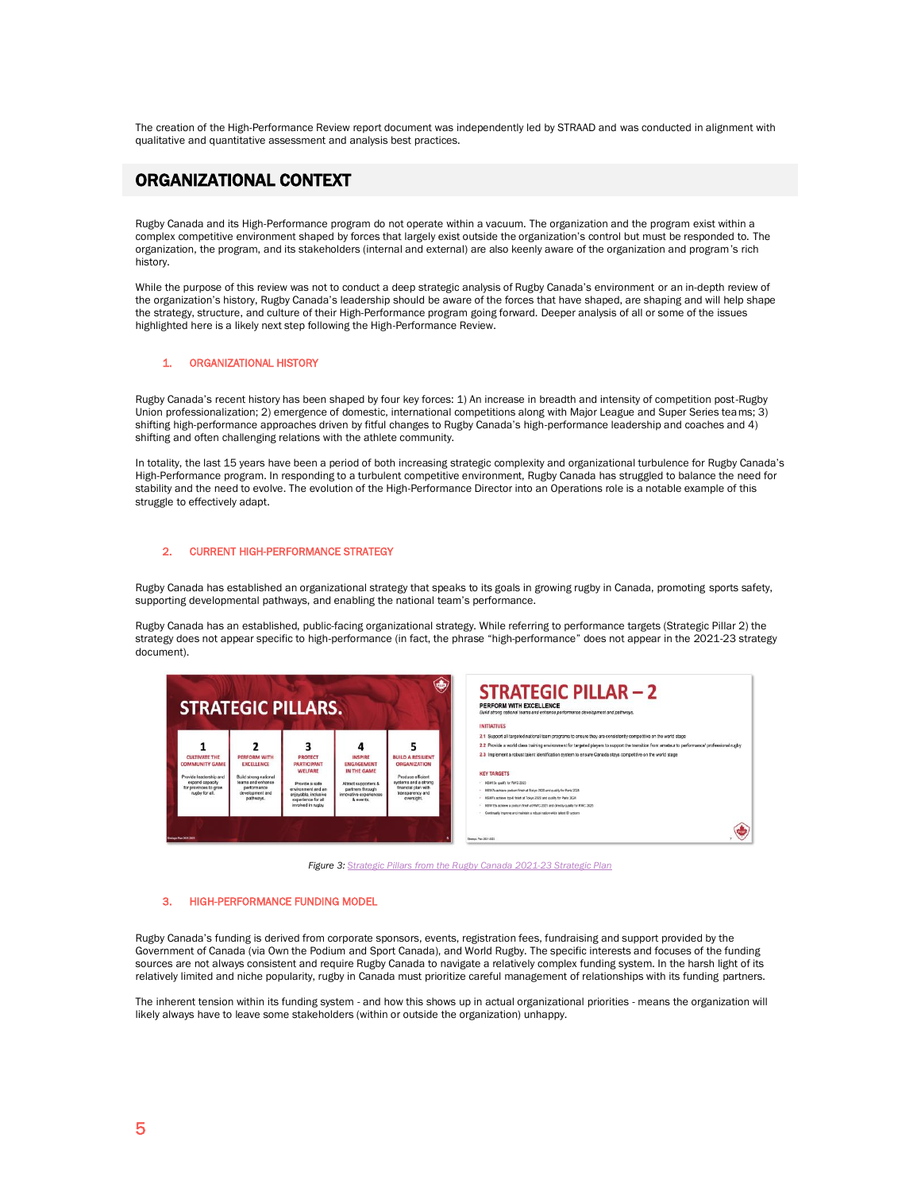The creation of the High-Performance Review report document was independently led by STRAAD and was conducted in alignment with qualitative and quantitative assessment and analysis best practices.

## ORGANIZATIONAL CONTEXT

Rugby Canada and its High-Performance program do not operate within a vacuum. The organization and the program exist within a complex competitive environment shaped by forces that largely exist outside the organization's control but must be responded to. The organization, the program, and its stakeholders (internal and external) are also keenly aware of the organization and program's rich history.

While the purpose of this review was not to conduct a deep strategic analysis of Rugby Canada's environment or an in-depth review of the organization's history, Rugby Canada's leadership should be aware of the forces that have shaped, are shaping and will help shape the strategy, structure, and culture of their High-Performance program going forward. Deeper analysis of all or some of the issues highlighted here is a likely next step following the High-Performance Review.

### 1. ORGANIZATIONAL HISTORY

Rugby Canada's recent history has been shaped by four key forces: 1) An increase in breadth and intensity of competition post-Rugby Union professionalization; 2) emergence of domestic, international competitions along with Major League and Super Series teams; 3) shifting high-performance approaches driven by fitful changes to Rugby Canada's high-performance leadership and coaches and 4) shifting and often challenging relations with the athlete community.

In totality, the last 15 years have been a period of both increasing strategic complexity and organizational turbulence for Rugby Canada's High-Performance program. In responding to a turbulent competitive environment, Rugby Canada has struggled to balance the need for stability and the need to evolve. The evolution of the High-Performance Director into an Operations role is a notable example of this struggle to effectively adapt.

### 2. CURRENT HIGH-PERFORMANCE STRATEGY

Rugby Canada has established an organizational strategy that speaks to its goals in growing rugby in Canada, promoting sports safety, supporting developmental pathways, and enabling the national team's performance.

Rugby Canada has an established, public-facing organizational strategy. While referring to performance targets (Strategic Pillar 2) the strategy does not appear specific to high-performance (in fact, the phrase "high-performance" does not appear in the 2021-23 strategy document).

*Figure 3: Strategic Pillars from the Rugby Canada 2021-23 Strategic Plan*

### 3. HIGH-PERFORMANCE FUNDING MODEL

Rugby Canada's funding is derived from corporate sponsors, events, registration fees, fundraising and support provided by the Government of Canada (via Own the Podium and Sport Canada), and World Rugby. The specific interests and focuses of the funding sources are not always consistent and require Rugby Canada to navigate a relatively complex funding system. In the harsh light of its relatively limited and niche popularity, rugby in Canada must prioritize careful management of relationships with its funding partners.

The inherent tension within its funding system - and how this shows up in actual organizational priorities - means the organization will likely always have to leave some stakeholders (within or outside the organization) unhappy.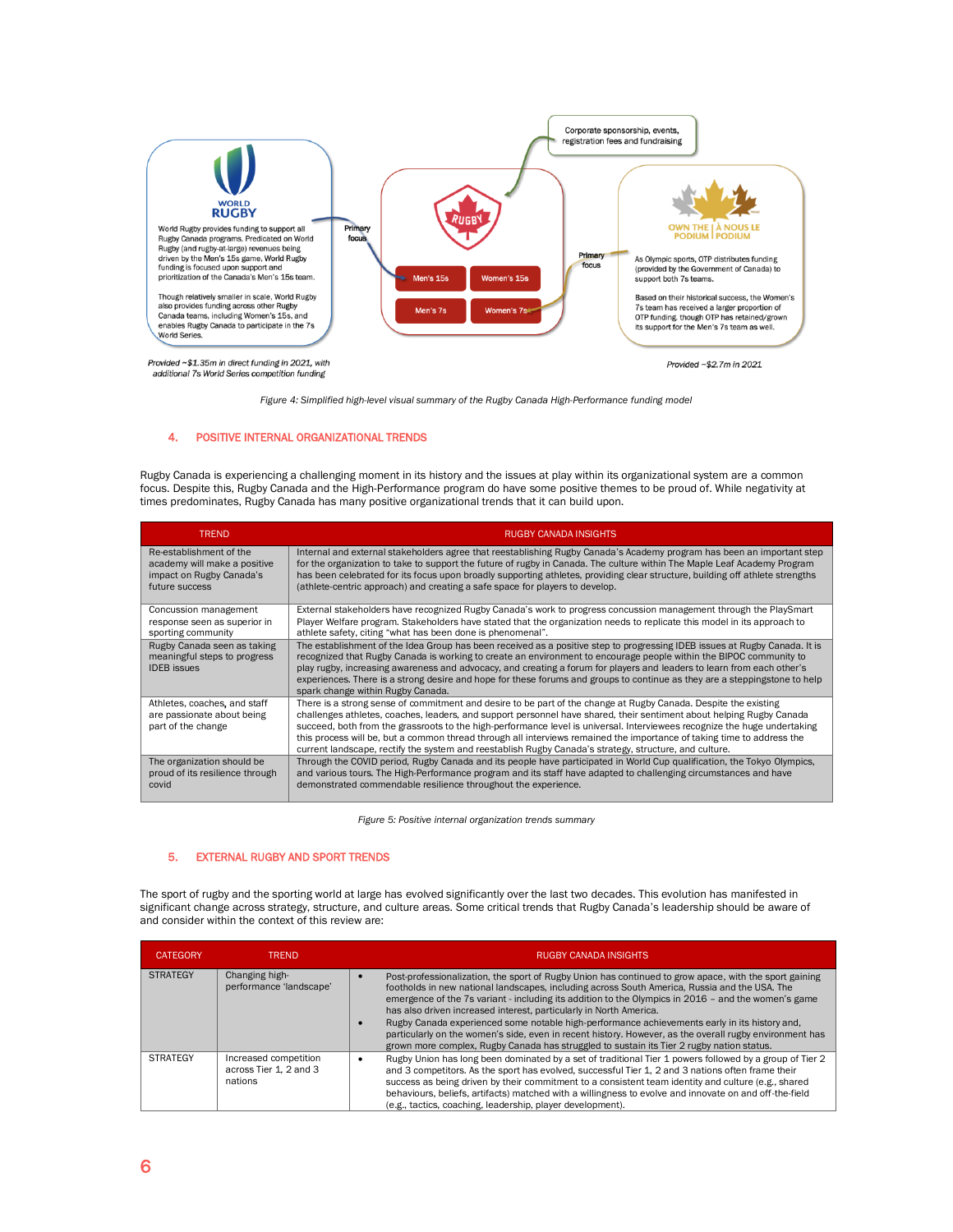Corporate sponsorship, events, registration fees and fundraising

WORLD RUGBY

World Rugby provides funding to support all Rugby Canada programs. Predicated on World Rugby (and rugby-at-large) revenues being driven by the Men's 15s game, World Rugby funding is focused upon support and prioritization of the Canada's Men's 15s team.

Though relatively smaller in scale, World Rugby also provides funding across other Rugby Canada teams, including Women's 15s, and enables Rugby Canada to participate in the 7s World Series.

Primary focus

Men's 15s | Women's 15s | Men's 7s | Women's 7s

Primary focus

OWN THE PODIUM | À NOUS LE PODIUM

As Olympic sports, OTP distributes funding (provided by the Government of Canada) to support both 7s teams.

Based on their historical success, the Women's 7s team has received a larger proportion of OTP funding, though OTP has retained/grown its support for the Men's 7s team as well.

*Provided ~$1.35m in direct funding in 2021, with additional 7s World Series competition funding*

*Provided ~$2.7m in 2021*

*Figure 4: Simplified high-level visual summary of the Rugby Canada High-Performance funding model*

## 4. POSITIVE INTERNAL ORGANIZATIONAL TRENDS

Rugby Canada is experiencing a challenging moment in its history and the issues at play within its organizational system are a common focus. Despite this, Rugby Canada and the High-Performance program do have some positive themes to be proud of. While negativity at times predominates, Rugby Canada has many positive organizational trends that it can build upon.

| TREND | RUGBY CANADA INSIGHTS |
|---|---|
| Re-establishment of the academy will make a positive impact on Rugby Canada's future success | Internal and external stakeholders agree that reestablishing Rugby Canada's Academy program has been an important step for the organization to take to support the future of rugby in Canada. The culture within The Maple Leaf Academy Program has been celebrated for its focus upon broadly supporting athletes, providing clear structure, building off athlete strengths (athlete-centric approach) and creating a safe space for players to develop. |
| Concussion management response seen as superior in sporting community | External stakeholders have recognized Rugby Canada's work to progress concussion management through the PlaySmart Player Welfare program. Stakeholders have stated that the organization needs to replicate this model in its approach to athlete safety, citing "what has been done is phenomenal". |
| Rugby Canada seen as taking meaningful steps to progress IDEB issues | The establishment of the Idea Group has been received as a positive step to progressing IDEB issues at Rugby Canada. It is recognized that Rugby Canada is working to create an environment to encourage people within the BIPOC community to play rugby, increasing awareness and advocacy, and creating a forum for players and leaders to learn from each other's experiences. There is a strong desire and hope for these forums and groups to continue as they are a steppingstone to help spark change within Rugby Canada. |
| Athletes, coaches, and staff are passionate about being part of the change | There is a strong sense of commitment and desire to be part of the change at Rugby Canada. Despite the existing challenges athletes, coaches, leaders, and support personnel have shared, their sentiment about helping Rugby Canada succeed, both from the grassroots to the high-performance level is universal. Interviewees recognize the huge undertaking this process will be, but a common thread through all interviews remained the importance of taking time to address the current landscape, rectify the system and reestablish Rugby Canada's strategy, structure, and culture. |
| The organization should be proud of its resilience through covid | Through the COVID period, Rugby Canada and its people have participated in World Cup qualification, the Tokyo Olympics, and various tours. The High-Performance program and its staff have adapted to challenging circumstances and have demonstrated commendable resilience throughout the experience. |

*Figure 5: Positive internal organization trends summary*

## 5. EXTERNAL RUGBY AND SPORT TRENDS

The sport of rugby and the sporting world at large has evolved significantly over the last two decades. This evolution has manifested in significant change across strategy, structure, and culture areas. Some critical trends that Rugby Canada's leadership should be aware of and consider within the context of this review are:

| CATEGORY | TREND | RUGBY CANADA INSIGHTS |
|---|---|---|
| STRATEGY | Changing high-performance 'landscape' | • Post-professionalization, the sport of Rugby Union has continued to grow apace, with the sport gaining footholds in new national landscapes, including across South America, Russia and the USA. The emergence of the 7s variant - including its addition to the Olympics in 2016 – and the women's game has also driven increased interest, particularly in North America.<br>• Rugby Canada experienced some notable high-performance achievements early in its history and, particularly on the women's side, even in recent history. However, as the overall rugby environment has grown more complex, Rugby Canada has struggled to sustain its Tier 2 rugby nation status. |
| STRATEGY | Increased competition across Tier 1, 2 and 3 nations | • Rugby Union has long been dominated by a set of traditional Tier 1 powers followed by a group of Tier 2 and 3 competitors. As the sport has evolved, successful Tier 1, 2 and 3 nations often frame their success as being driven by their commitment to a consistent team identity and culture (e.g., shared behaviours, beliefs, artifacts) matched with a willingness to evolve and innovate on and off-the-field (e.g., tactics, coaching, leadership, player development). |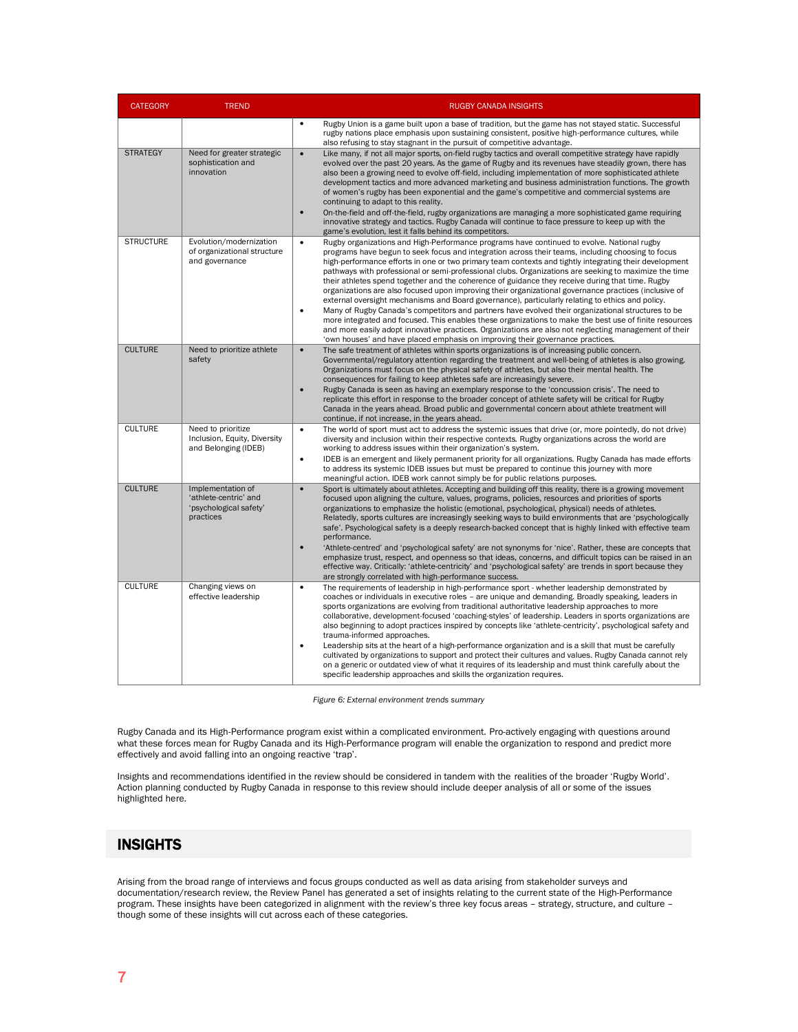| CATEGORY | TREND | RUGBY CANADA INSIGHTS |
|---|---|---|
| | | • Rugby Union is a game built upon a base of tradition, but the game has not stayed static. Successful rugby nations place emphasis upon sustaining consistent, positive high-performance cultures, while also refusing to stay stagnant in the pursuit of competitive advantage. |
| STRATEGY | Need for greater strategic sophistication and innovation | • Like many, if not all major sports, on-field rugby tactics and overall competitive strategy have rapidly evolved over the past 20 years. As the game of Rugby and its revenues have steadily grown, there has also been a growing need to evolve off-field, including implementation of more sophisticated athlete development tactics and more advanced marketing and business administration functions. The growth of women's rugby has been exponential and the game's competitive and commercial systems are continuing to adapt to this reality.<br>• On-the-field and off-the-field, rugby organizations are managing a more sophisticated game requiring innovative strategy and tactics. Rugby Canada will continue to face pressure to keep up with the game's evolution, lest it falls behind its competitors. |
| STRUCTURE | Evolution/modernization of organizational structure and governance | • Rugby organizations and High-Performance programs have continued to evolve. National rugby programs have begun to seek focus and integration across their teams, including choosing to focus high-performance efforts in one or two primary team contexts and tightly integrating their development pathways with professional or semi-professional clubs. Organizations are seeking to maximize the time their athletes spend together and the coherence of guidance they receive during that time. Rugby organizations are also focused upon improving their organizational governance practices (inclusive of external oversight mechanisms and Board governance), particularly relating to ethics and policy.<br>• Many of Rugby Canada's competitors and partners have evolved their organizational structures to be more integrated and focused. This enables these organizations to make the best use of finite resources and more easily adopt innovative practices. Organizations are also not neglecting management of their 'own houses' and have placed emphasis on improving their governance practices. |
| CULTURE | Need to prioritize athlete safety | • The safe treatment of athletes within sports organizations is of increasing public concern. Governmental/regulatory attention regarding the treatment and well-being of athletes is also growing. Organizations must focus on the physical safety of athletes, but also their mental health. The consequences for failing to keep athletes safe are increasingly severe.<br>• Rugby Canada is seen as having an exemplary response to the 'concussion crisis'. The need to replicate this effort in response to the broader concept of athlete safety will be critical for Rugby Canada in the years ahead. Broad public and governmental concern about athlete treatment will continue, if not increase, in the years ahead. |
| CULTURE | Need to prioritize Inclusion, Equity, Diversity and Belonging (IDEB) | • The world of sport must act to address the systemic issues that drive (or, more pointedly, do not drive) diversity and inclusion within their respective contexts. Rugby organizations across the world are working to address issues within their organization's system.<br>• IDEB is an emergent and likely permanent priority for all organizations. Rugby Canada has made efforts to address its systemic IDEB issues but must be prepared to continue this journey with more meaningful action. IDEB work cannot simply be for public relations purposes. |
| CULTURE | Implementation of 'athlete-centric' and 'psychological safety' practices | • Sport is ultimately about athletes. Accepting and building off this reality, there is a growing movement focused upon aligning the culture, values, programs, policies, resources and priorities of sports organizations to emphasize the holistic (emotional, psychological, physical) needs of athletes. Relatedly, sports cultures are increasingly seeking ways to build environments that are 'psychologically safe'. Psychological safety is a deeply research-backed concept that is highly linked with effective team performance.<br>• 'Athlete-centred' and 'psychological safety' are not synonyms for 'nice'. Rather, these are concepts that emphasize trust, respect, and openness so that ideas, concerns, and difficult topics can be raised in an effective way. Critically: 'athlete-centricity' and 'psychological safety' are trends in sport because they are strongly correlated with high-performance success. |
| CULTURE | Changing views on effective leadership | • The requirements of leadership in high-performance sport - whether leadership demonstrated by coaches or individuals in executive roles – are unique and demanding. Broadly speaking, leaders in sports organizations are evolving from traditional authoritative leadership approaches to more collaborative, development-focused 'coaching-styles' of leadership. Leaders in sports organizations are also beginning to adopt practices inspired by concepts like 'athlete-centricity', psychological safety and trauma-informed approaches.<br>• Leadership sits at the heart of a high-performance organization and is a skill that must be carefully cultivated by organizations to support and protect their cultures and values. Rugby Canada cannot rely on a generic or outdated view of what it requires of its leadership and must think carefully about the specific leadership approaches and skills the organization requires. |

*Figure 6: External environment trends summary*

Rugby Canada and its High-Performance program exist within a complicated environment. Pro-actively engaging with questions around what these forces mean for Rugby Canada and its High-Performance program will enable the organization to respond and predict more effectively and avoid falling into an ongoing reactive 'trap'.

Insights and recommendations identified in the review should be considered in tandem with the realities of the broader 'Rugby World'. Action planning conducted by Rugby Canada in response to this review should include deeper analysis of all or some of the issues highlighted here.

## INSIGHTS

Arising from the broad range of interviews and focus groups conducted as well as data arising from stakeholder surveys and documentation/research review, the Review Panel has generated a set of insights relating to the current state of the High-Performance program. These insights have been categorized in alignment with the review's three key focus areas – strategy, structure, and culture – though some of these insights will cut across each of these categories.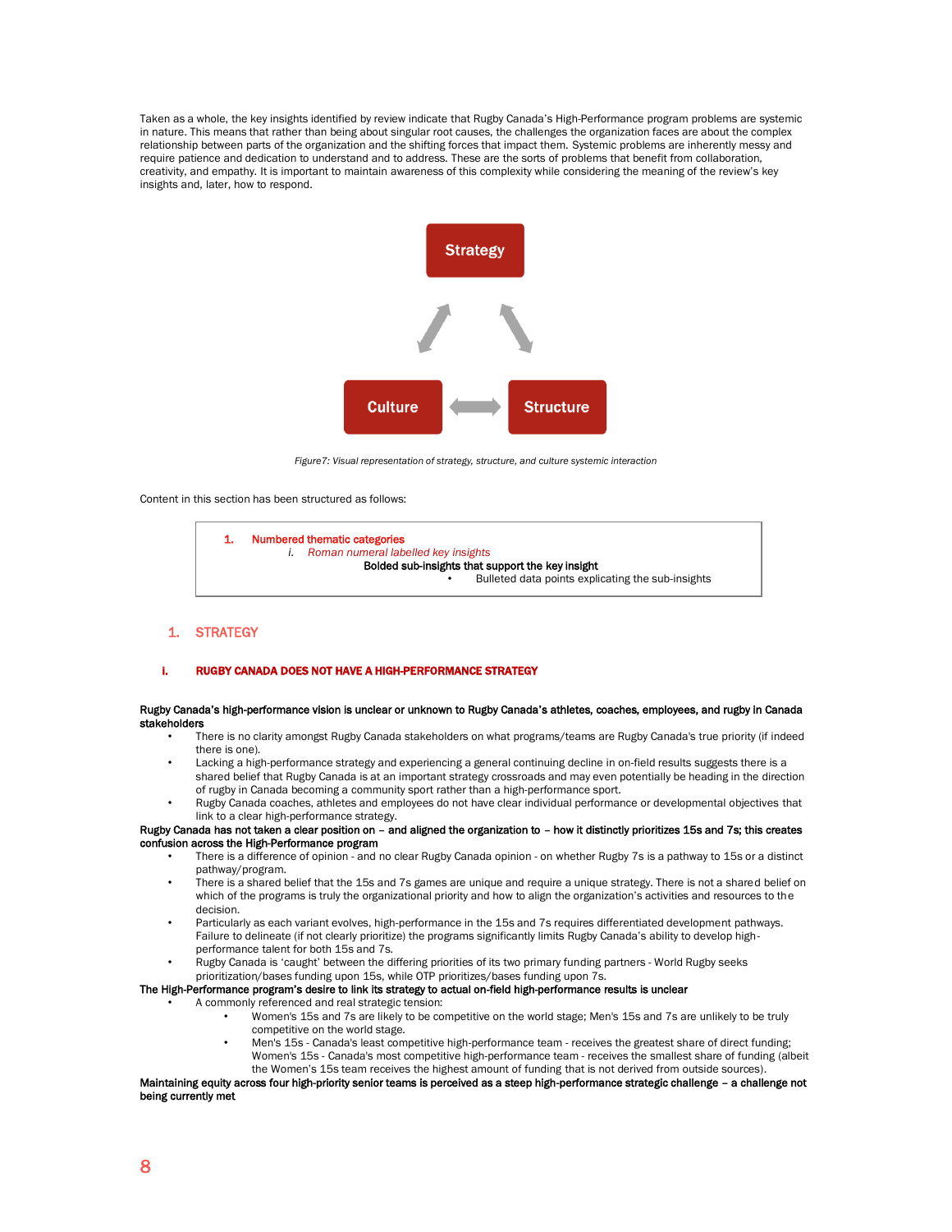Taken as a whole, the key insights identified by review indicate that Rugby Canada's High-Performance program problems are systemic in nature. This means that rather than being about singular root causes, the challenges the organization faces are about the complex relationship between parts of the organization and the shifting forces that impact them. Systemic problems are inherently messy and require patience and dedication to understand and to address. These are the sorts of problems that benefit from collaboration, creativity, and empathy. It is important to maintain awareness of this complexity while considering the meaning of the review's key insights and, later, how to respond.

Strategy

Culture ⟷ Structure

*Figure7: Visual representation of strategy, structure, and culture systemic interaction*

Content in this section has been structured as follows:

> 1. Numbered thematic categories
>    i. *Roman numeral labelled key insights*
>       **Bolded sub-insights that support the key insight**
>       - Bulleted data points explicating the sub-insights

## 1. STRATEGY

### i. RUGBY CANADA DOES NOT HAVE A HIGH-PERFORMANCE STRATEGY

**Rugby Canada's high-performance vision is unclear or unknown to Rugby Canada's athletes, coaches, employees, and rugby in Canada stakeholders**

- There is no clarity amongst Rugby Canada stakeholders on what programs/teams are Rugby Canada's true priority (if indeed there is one).
- Lacking a high-performance strategy and experiencing a general continuing decline in on-field results suggests there is a shared belief that Rugby Canada is at an important strategy crossroads and may even potentially be heading in the direction of rugby in Canada becoming a community sport rather than a high-performance sport.
- Rugby Canada coaches, athletes and employees do not have clear individual performance or developmental objectives that link to a clear high-performance strategy.

**Rugby Canada has not taken a clear position on – and aligned the organization to – how it distinctly prioritizes 15s and 7s; this creates confusion across the High-Performance program**

- There is a difference of opinion - and no clear Rugby Canada opinion - on whether Rugby 7s is a pathway to 15s or a distinct pathway/program.
- There is a shared belief that the 15s and 7s games are unique and require a unique strategy. There is not a shared belief on which of the programs is truly the organizational priority and how to align the organization's activities and resources to the decision.
- Particularly as each variant evolves, high-performance in the 15s and 7s requires differentiated development pathways. Failure to delineate (if not clearly prioritize) the programs significantly limits Rugby Canada's ability to develop high-performance talent for both 15s and 7s.
- Rugby Canada is 'caught' between the differing priorities of its two primary funding partners - World Rugby seeks prioritization/bases funding upon 15s, while OTP prioritizes/bases funding upon 7s.

**The High-Performance program's desire to link its strategy to actual on-field high-performance results is unclear**

- A commonly referenced and real strategic tension:
  - Women's 15s and 7s are likely to be competitive on the world stage; Men's 15s and 7s are unlikely to be truly competitive on the world stage.
  - Men's 15s - Canada's least competitive high-performance team - receives the greatest share of direct funding; Women's 15s - Canada's most competitive high-performance team - receives the smallest share of funding (albeit the Women's 15s team receives the highest amount of funding that is not derived from outside sources).

**Maintaining equity across four high-priority senior teams is perceived as a steep high-performance strategic challenge – a challenge not being currently met**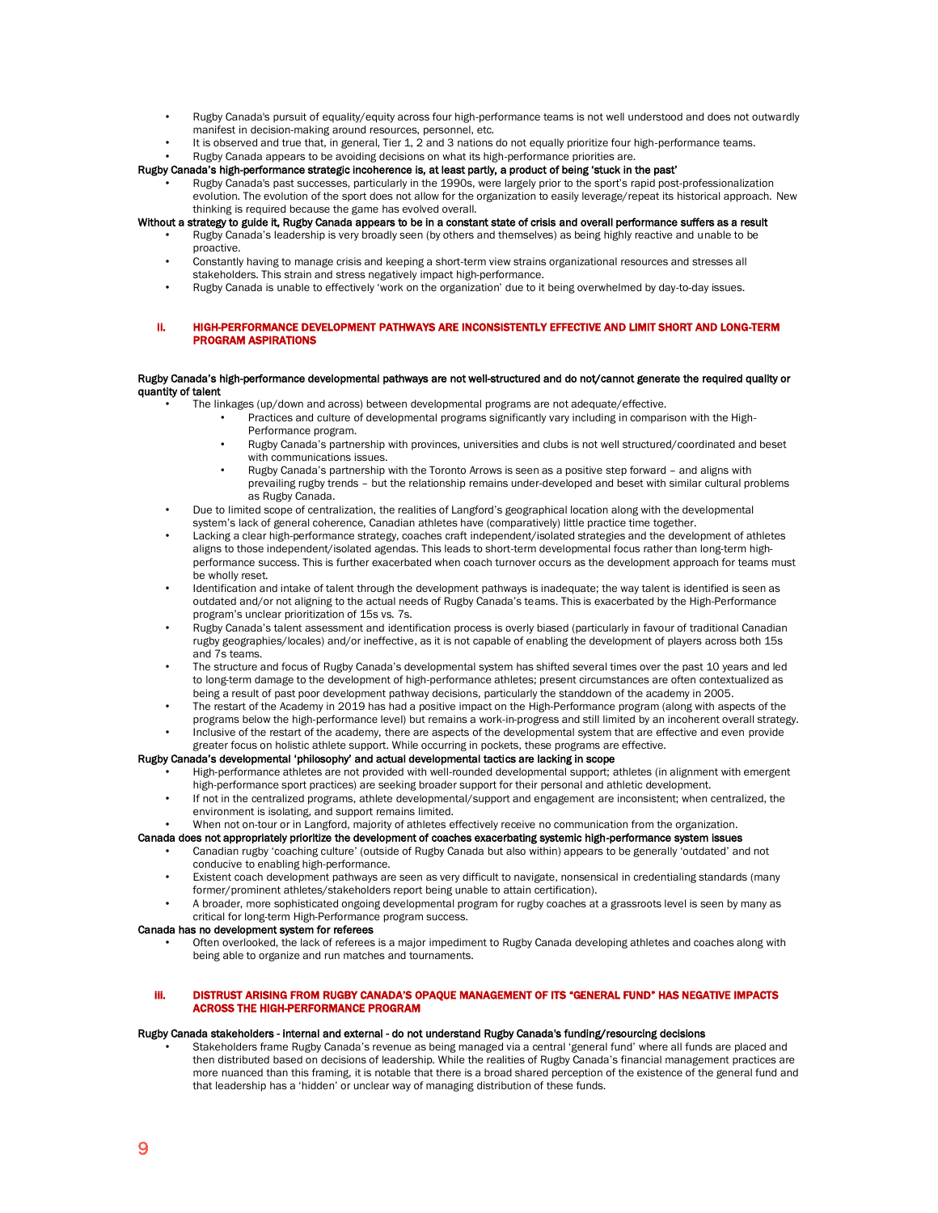- Rugby Canada's pursuit of equality/equity across four high-performance teams is not well understood and does not outwardly manifest in decision-making around resources, personnel, etc.
- It is observed and true that, in general, Tier 1, 2 and 3 nations do not equally prioritize four high-performance teams.
- Rugby Canada appears to be avoiding decisions on what its high-performance priorities are.

**Rugby Canada's high-performance strategic incoherence is, at least partly, a product of being 'stuck in the past'**

- Rugby Canada's past successes, particularly in the 1990s, were largely prior to the sport's rapid post-professionalization evolution. The evolution of the sport does not allow for the organization to easily leverage/repeat its historical approach. New thinking is required because the game has evolved overall.

**Without a strategy to guide it, Rugby Canada appears to be in a constant state of crisis and overall performance suffers as a result**

- Rugby Canada's leadership is very broadly seen (by others and themselves) as being highly reactive and unable to be proactive.
- Constantly having to manage crisis and keeping a short-term view strains organizational resources and stresses all stakeholders. This strain and stress negatively impact high-performance.
- Rugby Canada is unable to effectively 'work on the organization' due to it being overwhelmed by day-to-day issues.

## II. HIGH-PERFORMANCE DEVELOPMENT PATHWAYS ARE INCONSISTENTLY EFFECTIVE AND LIMIT SHORT AND LONG-TERM PROGRAM ASPIRATIONS

**Rugby Canada's high-performance developmental pathways are not well-structured and do not/cannot generate the required quality or quantity of talent**

- The linkages (up/down and across) between developmental programs are not adequate/effective.
  - Practices and culture of developmental programs significantly vary including in comparison with the High-Performance program.
  - Rugby Canada's partnership with provinces, universities and clubs is not well structured/coordinated and beset with communications issues.
  - Rugby Canada's partnership with the Toronto Arrows is seen as a positive step forward – and aligns with prevailing rugby trends – but the relationship remains under-developed and beset with similar cultural problems as Rugby Canada.
- Due to limited scope of centralization, the realities of Langford's geographical location along with the developmental system's lack of general coherence, Canadian athletes have (comparatively) little practice time together.
- Lacking a clear high-performance strategy, coaches craft independent/isolated strategies and the development of athletes aligns to those independent/isolated agendas. This leads to short-term developmental focus rather than long-term high-performance success. This is further exacerbated when coach turnover occurs as the development approach for teams must be wholly reset.
- Identification and intake of talent through the development pathways is inadequate; the way talent is identified is seen as outdated and/or not aligning to the actual needs of Rugby Canada's teams. This is exacerbated by the High-Performance program's unclear prioritization of 15s vs. 7s.
- Rugby Canada's talent assessment and identification process is overly biased (particularly in favour of traditional Canadian rugby geographies/locales) and/or ineffective, as it is not capable of enabling the development of players across both 15s and 7s teams.
- The structure and focus of Rugby Canada's developmental system has shifted several times over the past 10 years and led to long-term damage to the development of high-performance athletes; present circumstances are often contextualized as being a result of past poor development pathway decisions, particularly the standdown of the academy in 2005.
- The restart of the Academy in 2019 has had a positive impact on the High-Performance program (along with aspects of the programs below the high-performance level) but remains a work-in-progress and still limited by an incoherent overall strategy.
- Inclusive of the restart of the academy, there are aspects of the developmental system that are effective and even provide greater focus on holistic athlete support. While occurring in pockets, these programs are effective.

**Rugby Canada's developmental 'philosophy' and actual developmental tactics are lacking in scope**

- High-performance athletes are not provided with well-rounded developmental support; athletes (in alignment with emergent high-performance sport practices) are seeking broader support for their personal and athletic development.
- If not in the centralized programs, athlete developmental/support and engagement are inconsistent; when centralized, the environment is isolating, and support remains limited.
- When not on-tour or in Langford, majority of athletes effectively receive no communication from the organization.

**Canada does not appropriately prioritize the development of coaches exacerbating systemic high-performance system issues**

- Canadian rugby 'coaching culture' (outside of Rugby Canada but also within) appears to be generally 'outdated' and not conducive to enabling high-performance.
- Existent coach development pathways are seen as very difficult to navigate, nonsensical in credentialing standards (many former/prominent athletes/stakeholders report being unable to attain certification).
- A broader, more sophisticated ongoing developmental program for rugby coaches at a grassroots level is seen by many as critical for long-term High-Performance program success.

**Canada has no development system for referees**

- Often overlooked, the lack of referees is a major impediment to Rugby Canada developing athletes and coaches along with being able to organize and run matches and tournaments.

## III. DISTRUST ARISING FROM RUGBY CANADA'S OPAQUE MANAGEMENT OF ITS "GENERAL FUND" HAS NEGATIVE IMPACTS ACROSS THE HIGH-PERFORMANCE PROGRAM

**Rugby Canada stakeholders - internal and external - do not understand Rugby Canada's funding/resourcing decisions**

- Stakeholders frame Rugby Canada's revenue as being managed via a central 'general fund' where all funds are placed and then distributed based on decisions of leadership. While the realities of Rugby Canada's financial management practices are more nuanced than this framing, it is notable that there is a broad shared perception of the existence of the general fund and that leadership has a 'hidden' or unclear way of managing distribution of these funds.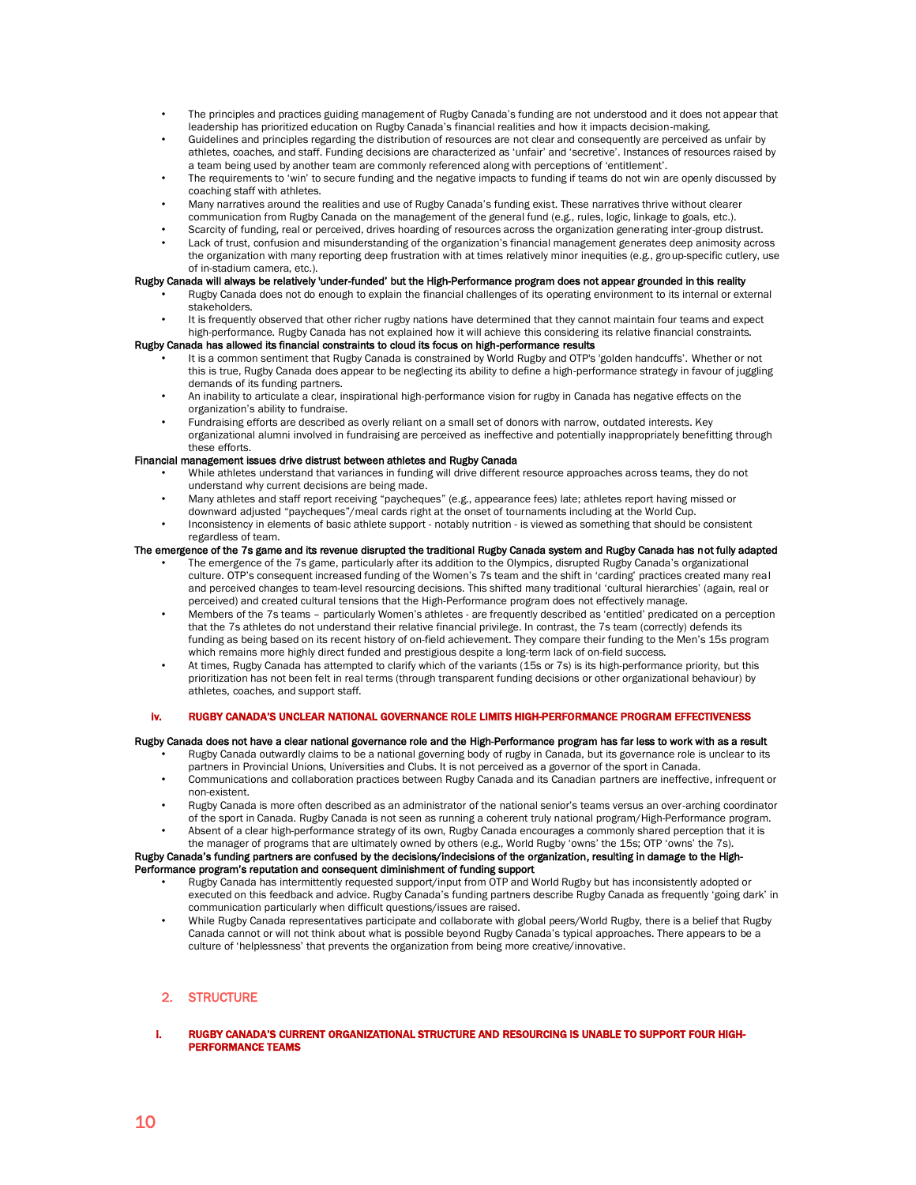- The principles and practices guiding management of Rugby Canada's funding are not understood and it does not appear that leadership has prioritized education on Rugby Canada's financial realities and how it impacts decision-making.
- Guidelines and principles regarding the distribution of resources are not clear and consequently are perceived as unfair by athletes, coaches, and staff. Funding decisions are characterized as 'unfair' and 'secretive'. Instances of resources raised by a team being used by another team are commonly referenced along with perceptions of 'entitlement'.
- The requirements to 'win' to secure funding and the negative impacts to funding if teams do not win are openly discussed by coaching staff with athletes.
- Many narratives around the realities and use of Rugby Canada's funding exist. These narratives thrive without clearer communication from Rugby Canada on the management of the general fund (e.g., rules, logic, linkage to goals, etc.).
- Scarcity of funding, real or perceived, drives hoarding of resources across the organization generating inter-group distrust.
- Lack of trust, confusion and misunderstanding of the organization's financial management generates deep animosity across the organization with many reporting deep frustration with at times relatively minor inequities (e.g., group-specific cutlery, use of in-stadium camera, etc.).

**Rugby Canada will always be relatively 'under-funded' but the High-Performance program does not appear grounded in this reality**

- Rugby Canada does not do enough to explain the financial challenges of its operating environment to its internal or external stakeholders.
- It is frequently observed that other richer rugby nations have determined that they cannot maintain four teams and expect high-performance. Rugby Canada has not explained how it will achieve this considering its relative financial constraints.

**Rugby Canada has allowed its financial constraints to cloud its focus on high-performance results**

- It is a common sentiment that Rugby Canada is constrained by World Rugby and OTP's 'golden handcuffs'. Whether or not this is true, Rugby Canada does appear to be neglecting its ability to define a high-performance strategy in favour of juggling demands of its funding partners.
- An inability to articulate a clear, inspirational high-performance vision for rugby in Canada has negative effects on the organization's ability to fundraise.
- Fundraising efforts are described as overly reliant on a small set of donors with narrow, outdated interests. Key organizational alumni involved in fundraising are perceived as ineffective and potentially inappropriately benefitting through these efforts.

**Financial management issues drive distrust between athletes and Rugby Canada**

- While athletes understand that variances in funding will drive different resource approaches across teams, they do not understand why current decisions are being made.
- Many athletes and staff report receiving "paycheques" (e.g., appearance fees) late; athletes report having missed or downward adjusted "paycheques"/meal cards right at the onset of tournaments including at the World Cup.
- Inconsistency in elements of basic athlete support - notably nutrition - is viewed as something that should be consistent regardless of team.

**The emergence of the 7s game and its revenue disrupted the traditional Rugby Canada system and Rugby Canada has not fully adapted**

- The emergence of the 7s game, particularly after its addition to the Olympics, disrupted Rugby Canada's organizational culture. OTP's consequent increased funding of the Women's 7s team and the shift in 'carding' practices created many real and perceived changes to team-level resourcing decisions. This shifted many traditional 'cultural hierarchies' (again, real or perceived) and created cultural tensions that the High-Performance program does not effectively manage.
- Members of the 7s teams – particularly Women's athletes - are frequently described as 'entitled' predicated on a perception that the 7s athletes do not understand their relative financial privilege. In contrast, the 7s team (correctly) defends its funding as being based on its recent history of on-field achievement. They compare their funding to the Men's 15s program which remains more highly direct funded and prestigious despite a long-term lack of on-field success.
- At times, Rugby Canada has attempted to clarify which of the variants (15s or 7s) is its high-performance priority, but this prioritization has not been felt in real terms (through transparent funding decisions or other organizational behaviour) by athletes, coaches, and support staff.

#### iv. RUGBY CANADA'S UNCLEAR NATIONAL GOVERNANCE ROLE LIMITS HIGH-PERFORMANCE PROGRAM EFFECTIVENESS

**Rugby Canada does not have a clear national governance role and the High-Performance program has far less to work with as a result**

- Rugby Canada outwardly claims to be a national governing body of rugby in Canada, but its governance role is unclear to its partners in Provincial Unions, Universities and Clubs. It is not perceived as a governor of the sport in Canada.
- Communications and collaboration practices between Rugby Canada and its Canadian partners are ineffective, infrequent or non-existent.
- Rugby Canada is more often described as an administrator of the national senior's teams versus an over-arching coordinator of the sport in Canada. Rugby Canada is not seen as running a coherent truly national program/High-Performance program.
- Absent of a clear high-performance strategy of its own, Rugby Canada encourages a commonly shared perception that it is the manager of programs that are ultimately owned by others (e.g., World Rugby 'owns' the 15s; OTP 'owns' the 7s).

**Rugby Canada's funding partners are confused by the decisions/indecisions of the organization, resulting in damage to the High-Performance program's reputation and consequent diminishment of funding support**

- Rugby Canada has intermittently requested support/input from OTP and World Rugby but has inconsistently adopted or executed on this feedback and advice. Rugby Canada's funding partners describe Rugby Canada as frequently 'going dark' in communication particularly when difficult questions/issues are raised.
- While Rugby Canada representatives participate and collaborate with global peers/World Rugby, there is a belief that Rugby Canada cannot or will not think about what is possible beyond Rugby Canada's typical approaches. There appears to be a culture of 'helplessness' that prevents the organization from being more creative/innovative.

## 2. STRUCTURE

#### I. RUGBY CANADA'S CURRENT ORGANIZATIONAL STRUCTURE AND RESOURCING IS UNABLE TO SUPPORT FOUR HIGH-PERFORMANCE TEAMS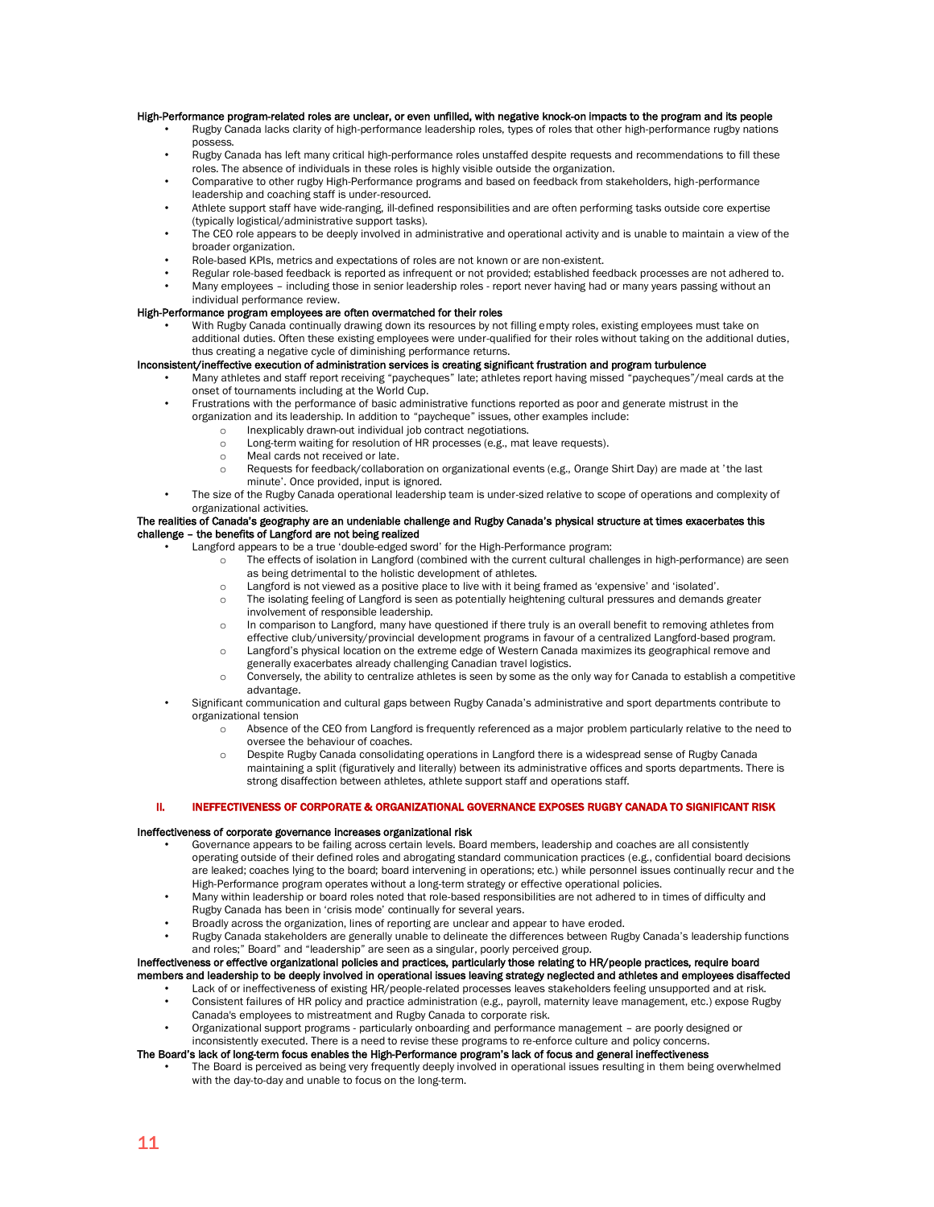**High-Performance program-related roles are unclear, or even unfilled, with negative knock-on impacts to the program and its people**

- Rugby Canada lacks clarity of high-performance leadership roles, types of roles that other high-performance rugby nations possess.
- Rugby Canada has left many critical high-performance roles unstaffed despite requests and recommendations to fill these roles. The absence of individuals in these roles is highly visible outside the organization.
- Comparative to other rugby High-Performance programs and based on feedback from stakeholders, high-performance leadership and coaching staff is under-resourced.
- Athlete support staff have wide-ranging, ill-defined responsibilities and are often performing tasks outside core expertise (typically logistical/administrative support tasks).
- The CEO role appears to be deeply involved in administrative and operational activity and is unable to maintain a view of the broader organization.
- Role-based KPIs, metrics and expectations of roles are not known or are non-existent.
- Regular role-based feedback is reported as infrequent or not provided; established feedback processes are not adhered to.
- Many employees – including those in senior leadership roles - report never having had or many years passing without an individual performance review.

**High-Performance program employees are often overmatched for their roles**

- With Rugby Canada continually drawing down its resources by not filling empty roles, existing employees must take on additional duties. Often these existing employees were under-qualified for their roles without taking on the additional duties, thus creating a negative cycle of diminishing performance returns.

**Inconsistent/ineffective execution of administration services is creating significant frustration and program turbulence**

- Many athletes and staff report receiving "paycheques" late; athletes report having missed "paycheques"/meal cards at the onset of tournaments including at the World Cup.
- Frustrations with the performance of basic administrative functions reported as poor and generate mistrust in the organization and its leadership. In addition to "paycheque" issues, other examples include:
  - Inexplicably drawn-out individual job contract negotiations.
  - Long-term waiting for resolution of HR processes (e.g., mat leave requests).
  - Meal cards not received or late.
  - Requests for feedback/collaboration on organizational events (e.g., Orange Shirt Day) are made at 'the last minute'. Once provided, input is ignored.
- The size of the Rugby Canada operational leadership team is under-sized relative to scope of operations and complexity of organizational activities.

**The realities of Canada's geography are an undeniable challenge and Rugby Canada's physical structure at times exacerbates this challenge – the benefits of Langford are not being realized**

- Langford appears to be a true 'double-edged sword' for the High-Performance program:
  - The effects of isolation in Langford (combined with the current cultural challenges in high-performance) are seen as being detrimental to the holistic development of athletes.
  - Langford is not viewed as a positive place to live with it being framed as 'expensive' and 'isolated'.
  - The isolating feeling of Langford is seen as potentially heightening cultural pressures and demands greater involvement of responsible leadership.
  - In comparison to Langford, many have questioned if there truly is an overall benefit to removing athletes from effective club/university/provincial development programs in favour of a centralized Langford-based program.
  - Langford's physical location on the extreme edge of Western Canada maximizes its geographical remove and generally exacerbates already challenging Canadian travel logistics.
  - Conversely, the ability to centralize athletes is seen by some as the only way for Canada to establish a competitive advantage.
- Significant communication and cultural gaps between Rugby Canada's administrative and sport departments contribute to organizational tension
  - Absence of the CEO from Langford is frequently referenced as a major problem particularly relative to the need to oversee the behaviour of coaches.
  - Despite Rugby Canada consolidating operations in Langford there is a widespread sense of Rugby Canada maintaining a split (figuratively and literally) between its administrative offices and sports departments. There is strong disaffection between athletes, athlete support staff and operations staff.

## II. INEFFECTIVENESS OF CORPORATE & ORGANIZATIONAL GOVERNANCE EXPOSES RUGBY CANADA TO SIGNIFICANT RISK

**Ineffectiveness of corporate governance increases organizational risk**

- Governance appears to be failing across certain levels. Board members, leadership and coaches are all consistently operating outside of their defined roles and abrogating standard communication practices (e.g., confidential board decisions are leaked; coaches lying to the board; board intervening in operations; etc.) while personnel issues continually recur and the High-Performance program operates without a long-term strategy or effective operational policies.
- Many within leadership or board roles noted that role-based responsibilities are not adhered to in times of difficulty and Rugby Canada has been in 'crisis mode' continually for several years.
- Broadly across the organization, lines of reporting are unclear and appear to have eroded.
- Rugby Canada stakeholders are generally unable to delineate the differences between Rugby Canada's leadership functions and roles;" Board" and "leadership" are seen as a singular, poorly perceived group.

**Ineffectiveness or effective organizational policies and practices, particularly those relating to HR/people practices, require board members and leadership to be deeply involved in operational issues leaving strategy neglected and athletes and employees disaffected**

- Lack of or ineffectiveness of existing HR/people-related processes leaves stakeholders feeling unsupported and at risk.
- Consistent failures of HR policy and practice administration (e.g., payroll, maternity leave management, etc.) expose Rugby Canada's employees to mistreatment and Rugby Canada to corporate risk.
- Organizational support programs - particularly onboarding and performance management – are poorly designed or inconsistently executed. There is a need to revise these programs to re-enforce culture and policy concerns.

**The Board's lack of long-term focus enables the High-Performance program's lack of focus and general ineffectiveness**

- The Board is perceived as being very frequently deeply involved in operational issues resulting in them being overwhelmed with the day-to-day and unable to focus on the long-term.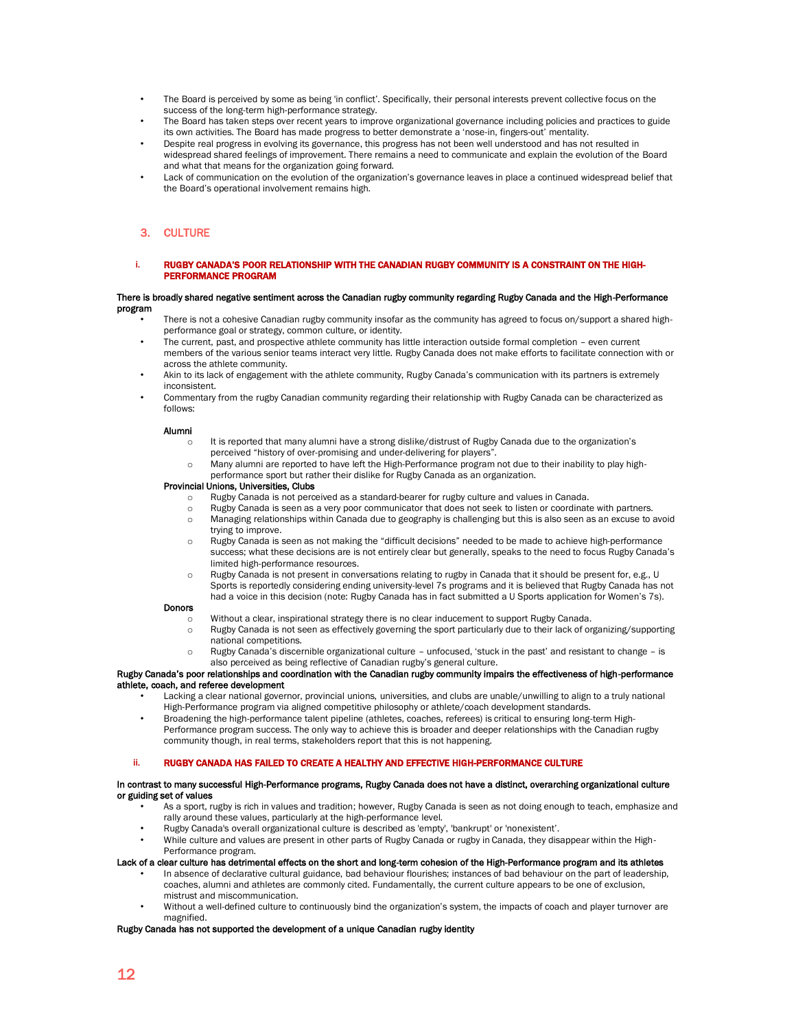- The Board is perceived by some as being 'in conflict'. Specifically, their personal interests prevent collective focus on the success of the long-term high-performance strategy.
- The Board has taken steps over recent years to improve organizational governance including policies and practices to guide its own activities. The Board has made progress to better demonstrate a 'nose-in, fingers-out' mentality.
- Despite real progress in evolving its governance, this progress has not been well understood and has not resulted in widespread shared feelings of improvement. There remains a need to communicate and explain the evolution of the Board and what that means for the organization going forward.
- Lack of communication on the evolution of the organization's governance leaves in place a continued widespread belief that the Board's operational involvement remains high.

## 3. CULTURE

### i. RUGBY CANADA'S POOR RELATIONSHIP WITH THE CANADIAN RUGBY COMMUNITY IS A CONSTRAINT ON THE HIGH-PERFORMANCE PROGRAM

**There is broadly shared negative sentiment across the Canadian rugby community regarding Rugby Canada and the High-Performance program**

- There is not a cohesive Canadian rugby community insofar as the community has agreed to focus on/support a shared high-performance goal or strategy, common culture, or identity.
- The current, past, and prospective athlete community has little interaction outside formal completion – even current members of the various senior teams interact very little. Rugby Canada does not make efforts to facilitate connection with or across the athlete community.
- Akin to its lack of engagement with the athlete community, Rugby Canada's communication with its partners is extremely inconsistent.
- Commentary from the rugby Canadian community regarding their relationship with Rugby Canada can be characterized as follows:

  **Alumni**
  - It is reported that many alumni have a strong dislike/distrust of Rugby Canada due to the organization's perceived "history of over-promising and under-delivering for players".
  - Many alumni are reported to have left the High-Performance program not due to their inability to play high-performance sport but rather their dislike for Rugby Canada as an organization.

  **Provincial Unions, Universities, Clubs**
  - Rugby Canada is not perceived as a standard-bearer for rugby culture and values in Canada.
  - Rugby Canada is seen as a very poor communicator that does not seek to listen or coordinate with partners.
  - Managing relationships within Canada due to geography is challenging but this is also seen as an excuse to avoid trying to improve.
  - Rugby Canada is seen as not making the "difficult decisions" needed to be made to achieve high-performance success; what these decisions are is not entirely clear but generally, speaks to the need to focus Rugby Canada's limited high-performance resources.
  - Rugby Canada is not present in conversations relating to rugby in Canada that it should be present for, e.g., U Sports is reportedly considering ending university-level 7s programs and it is believed that Rugby Canada has not had a voice in this decision (note: Rugby Canada has in fact submitted a U Sports application for Women's 7s).

  **Donors**
  - Without a clear, inspirational strategy there is no clear inducement to support Rugby Canada.
  - Rugby Canada is not seen as effectively governing the sport particularly due to their lack of organizing/supporting national competitions.
  - Rugby Canada's discernible organizational culture – unfocused, 'stuck in the past' and resistant to change – is also perceived as being reflective of Canadian rugby's general culture.

**Rugby Canada's poor relationships and coordination with the Canadian rugby community impairs the effectiveness of high-performance athlete, coach, and referee development**

- Lacking a clear national governor, provincial unions, universities, and clubs are unable/unwilling to align to a truly national High-Performance program via aligned competitive philosophy or athlete/coach development standards.
- Broadening the high-performance talent pipeline (athletes, coaches, referees) is critical to ensuring long-term High-Performance program success. The only way to achieve this is broader and deeper relationships with the Canadian rugby community though, in real terms, stakeholders report that this is not happening.

### ii. RUGBY CANADA HAS FAILED TO CREATE A HEALTHY AND EFFECTIVE HIGH-PERFORMANCE CULTURE

**In contrast to many successful High-Performance programs, Rugby Canada does not have a distinct, overarching organizational culture or guiding set of values**

- As a sport, rugby is rich in values and tradition; however, Rugby Canada is seen as not doing enough to teach, emphasize and rally around these values, particularly at the high-performance level.
- Rugby Canada's overall organizational culture is described as 'empty', 'bankrupt' or 'nonexistent'.
- While culture and values are present in other parts of Rugby Canada or rugby in Canada, they disappear within the High-Performance program.

**Lack of a clear culture has detrimental effects on the short and long-term cohesion of the High-Performance program and its athletes**

- In absence of declarative cultural guidance, bad behaviour flourishes; instances of bad behaviour on the part of leadership, coaches, alumni and athletes are commonly cited. Fundamentally, the current culture appears to be one of exclusion, mistrust and miscommunication.
- Without a well-defined culture to continuously bind the organization's system, the impacts of coach and player turnover are magnified.

**Rugby Canada has not supported the development of a unique Canadian rugby identity**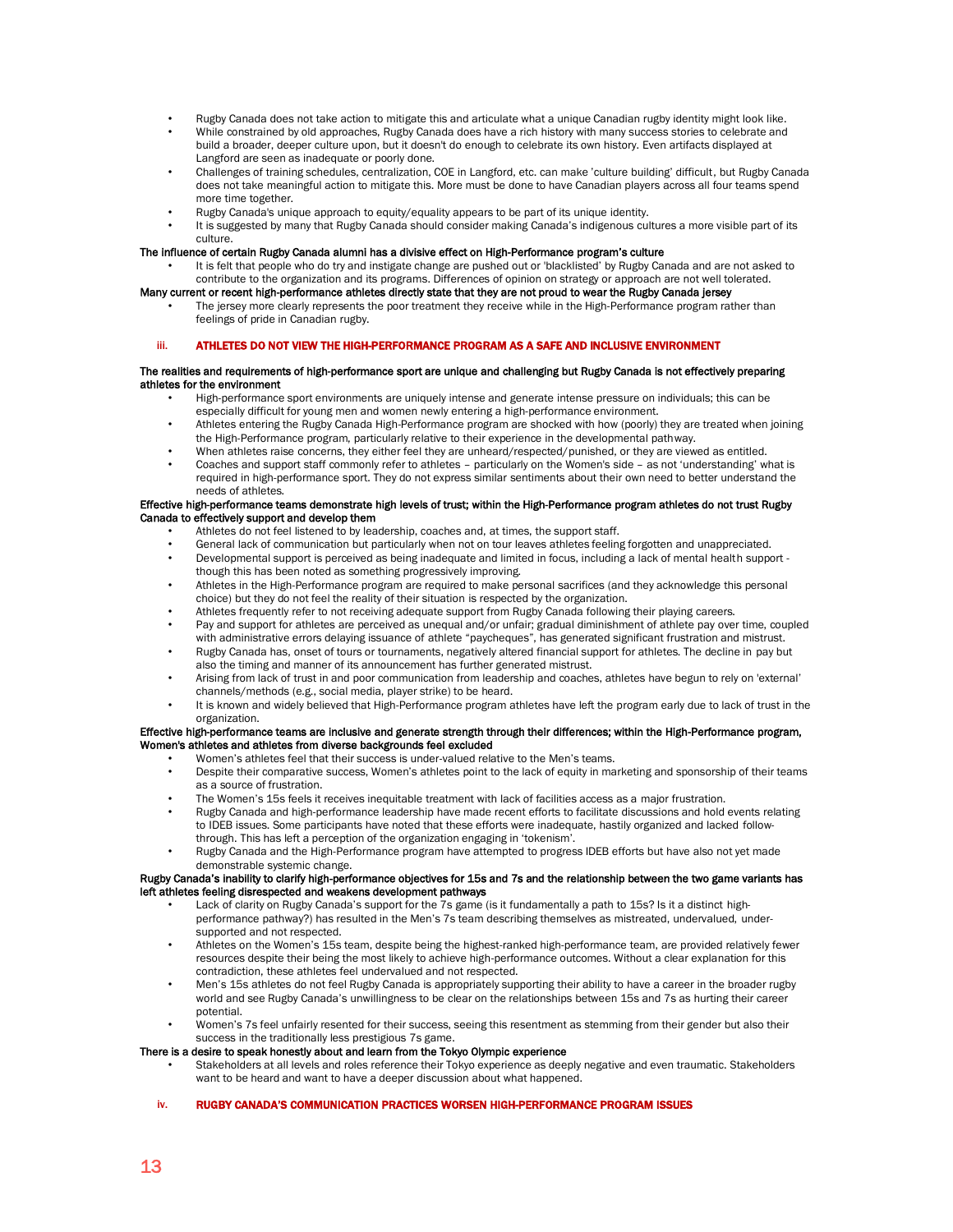- Rugby Canada does not take action to mitigate this and articulate what a unique Canadian rugby identity might look like.
- While constrained by old approaches, Rugby Canada does have a rich history with many success stories to celebrate and build a broader, deeper culture upon, but it doesn't do enough to celebrate its own history. Even artifacts displayed at Langford are seen as inadequate or poorly done.
- Challenges of training schedules, centralization, COE in Langford, etc. can make 'culture building' difficult, but Rugby Canada does not take meaningful action to mitigate this. More must be done to have Canadian players across all four teams spend more time together.
- Rugby Canada's unique approach to equity/equality appears to be part of its unique identity.
- It is suggested by many that Rugby Canada should consider making Canada's indigenous cultures a more visible part of its culture.

**The influence of certain Rugby Canada alumni has a divisive effect on High-Performance program's culture**

- It is felt that people who do try and instigate change are pushed out or 'blacklisted' by Rugby Canada and are not asked to contribute to the organization and its programs. Differences of opinion on strategy or approach are not well tolerated.

**Many current or recent high-performance athletes directly state that they are not proud to wear the Rugby Canada jersey**

- The jersey more clearly represents the poor treatment they receive while in the High-Performance program rather than feelings of pride in Canadian rugby.

### iii. ATHLETES DO NOT VIEW THE HIGH-PERFORMANCE PROGRAM AS A SAFE AND INCLUSIVE ENVIRONMENT

**The realities and requirements of high-performance sport are unique and challenging but Rugby Canada is not effectively preparing athletes for the environment**

- High-performance sport environments are uniquely intense and generate intense pressure on individuals; this can be especially difficult for young men and women newly entering a high-performance environment.
- Athletes entering the Rugby Canada High-Performance program are shocked with how (poorly) they are treated when joining the High-Performance program, particularly relative to their experience in the developmental pathway.
- When athletes raise concerns, they either feel they are unheard/respected/punished, or they are viewed as entitled.
- Coaches and support staff commonly refer to athletes – particularly on the Women's side – as not 'understanding' what is required in high-performance sport. They do not express similar sentiments about their own need to better understand the needs of athletes.

**Effective high-performance teams demonstrate high levels of trust; within the High-Performance program athletes do not trust Rugby Canada to effectively support and develop them**

- Athletes do not feel listened to by leadership, coaches and, at times, the support staff.
- General lack of communication but particularly when not on tour leaves athletes feeling forgotten and unappreciated.
- Developmental support is perceived as being inadequate and limited in focus, including a lack of mental health support - though this has been noted as something progressively improving.
- Athletes in the High-Performance program are required to make personal sacrifices (and they acknowledge this personal choice) but they do not feel the reality of their situation is respected by the organization.
- Athletes frequently refer to not receiving adequate support from Rugby Canada following their playing careers.
- Pay and support for athletes are perceived as unequal and/or unfair; gradual diminishment of athlete pay over time, coupled with administrative errors delaying issuance of athlete "paycheques", has generated significant frustration and mistrust.
- Rugby Canada has, onset of tours or tournaments, negatively altered financial support for athletes. The decline in pay but also the timing and manner of its announcement has further generated mistrust.
- Arising from lack of trust in and poor communication from leadership and coaches, athletes have begun to rely on 'external' channels/methods (e.g., social media, player strike) to be heard.
- It is known and widely believed that High-Performance program athletes have left the program early due to lack of trust in the organization.

**Effective high-performance teams are inclusive and generate strength through their differences; within the High-Performance program, Women's athletes and athletes from diverse backgrounds feel excluded**

- Women's athletes feel that their success is under-valued relative to the Men's teams.
- Despite their comparative success, Women's athletes point to the lack of equity in marketing and sponsorship of their teams as a source of frustration.
- The Women's 15s feels it receives inequitable treatment with lack of facilities access as a major frustration.
- Rugby Canada and high-performance leadership have made recent efforts to facilitate discussions and hold events relating to IDEB issues. Some participants have noted that these efforts were inadequate, hastily organized and lacked follow-through. This has left a perception of the organization engaging in 'tokenism'.
- Rugby Canada and the High-Performance program have attempted to progress IDEB efforts but have also not yet made demonstrable systemic change.

**Rugby Canada's inability to clarify high-performance objectives for 15s and 7s and the relationship between the two game variants has left athletes feeling disrespected and weakens development pathways**

- Lack of clarity on Rugby Canada's support for the 7s game (is it fundamentally a path to 15s? Is it a distinct high-performance pathway?) has resulted in the Men's 7s team describing themselves as mistreated, undervalued, under-supported and not respected.
- Athletes on the Women's 15s team, despite being the highest-ranked high-performance team, are provided relatively fewer resources despite their being the most likely to achieve high-performance outcomes. Without a clear explanation for this contradiction, these athletes feel undervalued and not respected.
- Men's 15s athletes do not feel Rugby Canada is appropriately supporting their ability to have a career in the broader rugby world and see Rugby Canada's unwillingness to be clear on the relationships between 15s and 7s as hurting their career potential.
- Women's 7s feel unfairly resented for their success, seeing this resentment as stemming from their gender but also their success in the traditionally less prestigious 7s game.

**There is a desire to speak honestly about and learn from the Tokyo Olympic experience**

- Stakeholders at all levels and roles reference their Tokyo experience as deeply negative and even traumatic. Stakeholders want to be heard and want to have a deeper discussion about what happened.

### iv. RUGBY CANADA'S COMMUNICATION PRACTICES WORSEN HIGH-PERFORMANCE PROGRAM ISSUES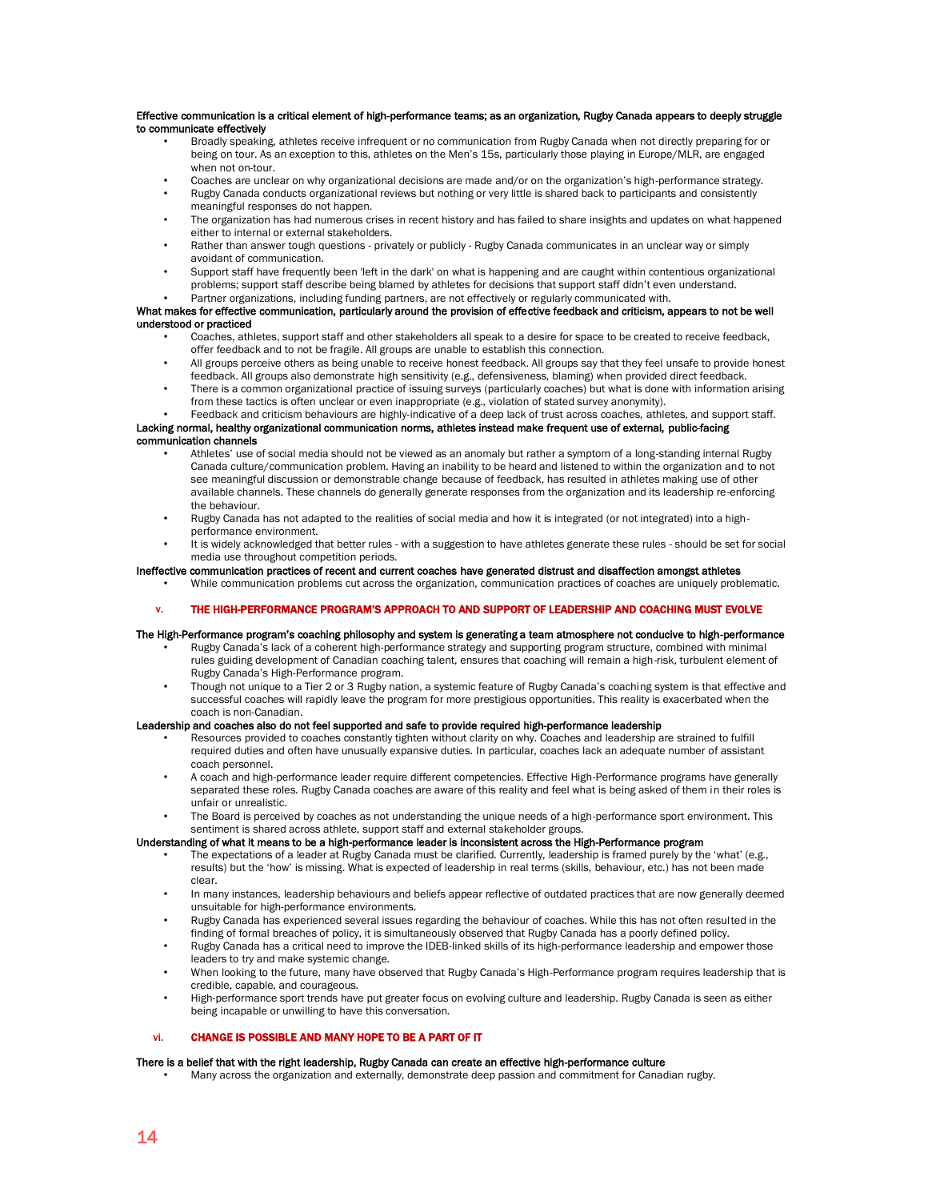**Effective communication is a critical element of high-performance teams; as an organization, Rugby Canada appears to deeply struggle to communicate effectively**

- Broadly speaking, athletes receive infrequent or no communication from Rugby Canada when not directly preparing for or being on tour. As an exception to this, athletes on the Men's 15s, particularly those playing in Europe/MLR, are engaged when not on-tour.
- Coaches are unclear on why organizational decisions are made and/or on the organization's high-performance strategy.
- Rugby Canada conducts organizational reviews but nothing or very little is shared back to participants and consistently meaningful responses do not happen.
- The organization has had numerous crises in recent history and has failed to share insights and updates on what happened either to internal or external stakeholders.
- Rather than answer tough questions - privately or publicly - Rugby Canada communicates in an unclear way or simply avoidant of communication.
- Support staff have frequently been 'left in the dark' on what is happening and are caught within contentious organizational problems; support staff describe being blamed by athletes for decisions that support staff didn't even understand.
- Partner organizations, including funding partners, are not effectively or regularly communicated with.

**What makes for effective communication, particularly around the provision of effective feedback and criticism, appears to not be well understood or practiced**

- Coaches, athletes, support staff and other stakeholders all speak to a desire for space to be created to receive feedback, offer feedback and to not be fragile. All groups are unable to establish this connection.
- All groups perceive others as being unable to receive honest feedback. All groups say that they feel unsafe to provide honest feedback. All groups also demonstrate high sensitivity (e.g., defensiveness, blaming) when provided direct feedback.
- There is a common organizational practice of issuing surveys (particularly coaches) but what is done with information arising from these tactics is often unclear or even inappropriate (e.g., violation of stated survey anonymity).
- Feedback and criticism behaviours are highly-indicative of a deep lack of trust across coaches, athletes, and support staff.

**Lacking normal, healthy organizational communication norms, athletes instead make frequent use of external, public-facing communication channels**

- Athletes' use of social media should not be viewed as an anomaly but rather a symptom of a long-standing internal Rugby Canada culture/communication problem. Having an inability to be heard and listened to within the organization and to not see meaningful discussion or demonstrable change because of feedback, has resulted in athletes making use of other available channels. These channels do generally generate responses from the organization and its leadership re-enforcing the behaviour.
- Rugby Canada has not adapted to the realities of social media and how it is integrated (or not integrated) into a high-performance environment.
- It is widely acknowledged that better rules - with a suggestion to have athletes generate these rules - should be set for social media use throughout competition periods.

**Ineffective communication practices of recent and current coaches have generated distrust and disaffection amongst athletes**

- While communication problems cut across the organization, communication practices of coaches are uniquely problematic.

## v. THE HIGH-PERFORMANCE PROGRAM'S APPROACH TO AND SUPPORT OF LEADERSHIP AND COACHING MUST EVOLVE

**The High-Performance program's coaching philosophy and system is generating a team atmosphere not conducive to high-performance**

- Rugby Canada's lack of a coherent high-performance strategy and supporting program structure, combined with minimal rules guiding development of Canadian coaching talent, ensures that coaching will remain a high-risk, turbulent element of Rugby Canada's High-Performance program.
- Though not unique to a Tier 2 or 3 Rugby nation, a systemic feature of Rugby Canada's coaching system is that effective and successful coaches will rapidly leave the program for more prestigious opportunities. This reality is exacerbated when the coach is non-Canadian.

**Leadership and coaches also do not feel supported and safe to provide required high-performance leadership**

- Resources provided to coaches constantly tighten without clarity on why. Coaches and leadership are strained to fulfill required duties and often have unusually expansive duties. In particular, coaches lack an adequate number of assistant coach personnel.
- A coach and high-performance leader require different competencies. Effective High-Performance programs have generally separated these roles. Rugby Canada coaches are aware of this reality and feel what is being asked of them in their roles is unfair or unrealistic.
- The Board is perceived by coaches as not understanding the unique needs of a high-performance sport environment. This sentiment is shared across athlete, support staff and external stakeholder groups.

**Understanding of what it means to be a high-performance leader is inconsistent across the High-Performance program**

- The expectations of a leader at Rugby Canada must be clarified. Currently, leadership is framed purely by the 'what' (e.g., results) but the 'how' is missing. What is expected of leadership in real terms (skills, behaviour, etc.) has not been made clear.
- In many instances, leadership behaviours and beliefs appear reflective of outdated practices that are now generally deemed unsuitable for high-performance environments.
- Rugby Canada has experienced several issues regarding the behaviour of coaches. While this has not often resulted in the finding of formal breaches of policy, it is simultaneously observed that Rugby Canada has a poorly defined policy.
- Rugby Canada has a critical need to improve the IDEB-linked skills of its high-performance leadership and empower those leaders to try and make systemic change.
- When looking to the future, many have observed that Rugby Canada's High-Performance program requires leadership that is credible, capable, and courageous.
- High-performance sport trends have put greater focus on evolving culture and leadership. Rugby Canada is seen as either being incapable or unwilling to have this conversation.

## vi. CHANGE IS POSSIBLE AND MANY HOPE TO BE A PART OF IT

**There is a belief that with the right leadership, Rugby Canada can create an effective high-performance culture**

- Many across the organization and externally, demonstrate deep passion and commitment for Canadian rugby.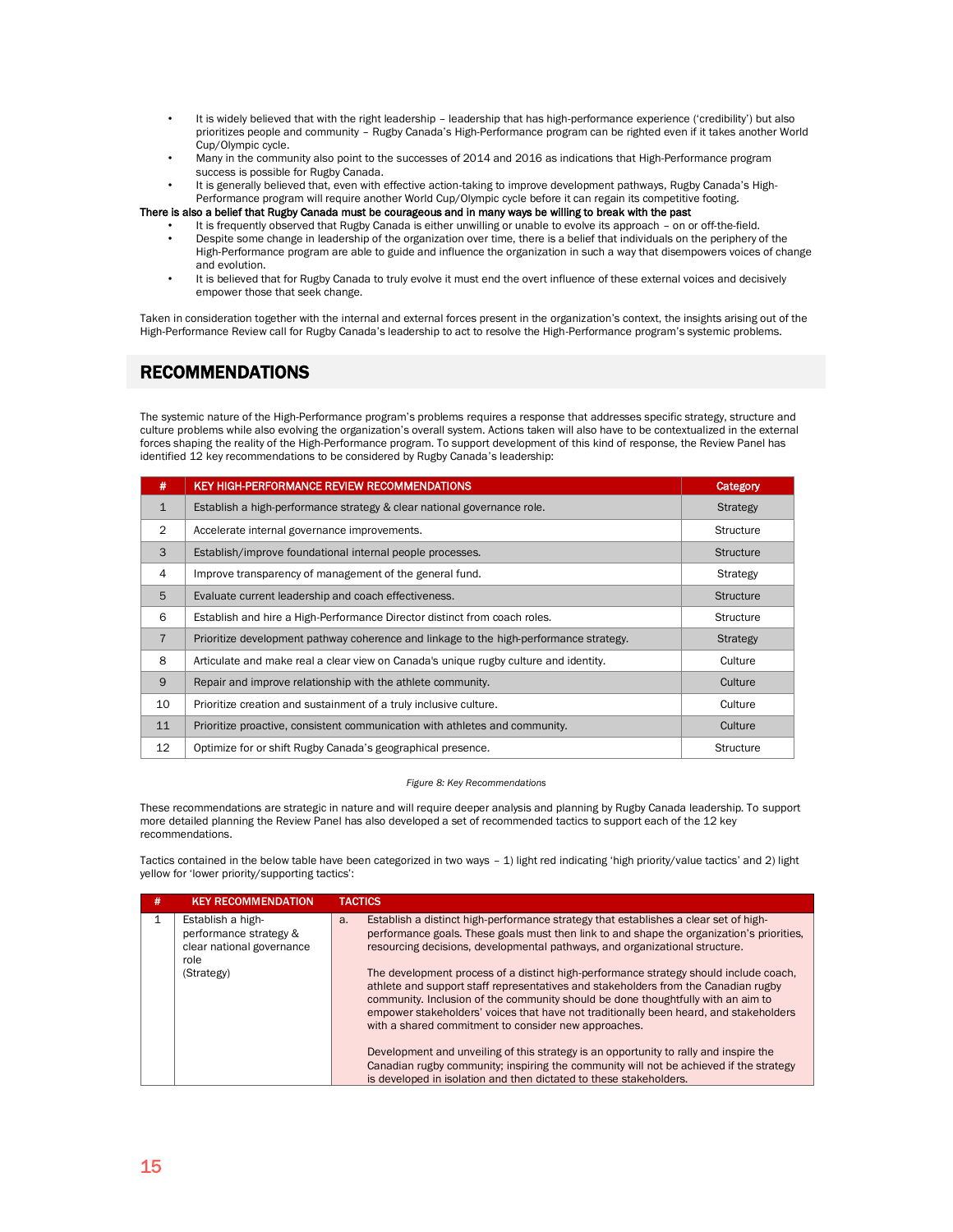- It is widely believed that with the right leadership – leadership that has high-performance experience ('credibility') but also prioritizes people and community – Rugby Canada's High-Performance program can be righted even if it takes another World Cup/Olympic cycle.
- Many in the community also point to the successes of 2014 and 2016 as indications that High-Performance program success is possible for Rugby Canada.
- It is generally believed that, even with effective action-taking to improve development pathways, Rugby Canada's High-Performance program will require another World Cup/Olympic cycle before it can regain its competitive footing.

**There is also a belief that Rugby Canada must be courageous and in many ways be willing to break with the past**

- It is frequently observed that Rugby Canada is either unwilling or unable to evolve its approach – on or off-the-field.
- Despite some change in leadership of the organization over time, there is a belief that individuals on the periphery of the High-Performance program are able to guide and influence the organization in such a way that disempowers voices of change and evolution.
- It is believed that for Rugby Canada to truly evolve it must end the overt influence of these external voices and decisively empower those that seek change.

Taken in consideration together with the internal and external forces present in the organization's context, the insights arising out of the High-Performance Review call for Rugby Canada's leadership to act to resolve the High-Performance program's systemic problems.

## RECOMMENDATIONS

The systemic nature of the High-Performance program's problems requires a response that addresses specific strategy, structure and culture problems while also evolving the organization's overall system. Actions taken will also have to be contextualized in the external forces shaping the reality of the High-Performance program. To support development of this kind of response, the Review Panel has identified 12 key recommendations to be considered by Rugby Canada's leadership:

| # | KEY HIGH-PERFORMANCE REVIEW RECOMMENDATIONS | Category |
|---|---|---|
| 1 | Establish a high-performance strategy & clear national governance role. | Strategy |
| 2 | Accelerate internal governance improvements. | Structure |
| 3 | Establish/improve foundational internal people processes. | Structure |
| 4 | Improve transparency of management of the general fund. | Strategy |
| 5 | Evaluate current leadership and coach effectiveness. | Structure |
| 6 | Establish and hire a High-Performance Director distinct from coach roles. | Structure |
| 7 | Prioritize development pathway coherence and linkage to the high-performance strategy. | Strategy |
| 8 | Articulate and make real a clear view on Canada's unique rugby culture and identity. | Culture |
| 9 | Repair and improve relationship with the athlete community. | Culture |
| 10 | Prioritize creation and sustainment of a truly inclusive culture. | Culture |
| 11 | Prioritize proactive, consistent communication with athletes and community. | Culture |
| 12 | Optimize for or shift Rugby Canada's geographical presence. | Structure |

*Figure 8: Key Recommendations*

These recommendations are strategic in nature and will require deeper analysis and planning by Rugby Canada leadership. To support more detailed planning the Review Panel has also developed a set of recommended tactics to support each of the 12 key recommendations.

Tactics contained in the below table have been categorized in two ways – 1) light red indicating 'high priority/value tactics' and 2) light yellow for 'lower priority/supporting tactics':

| # | KEY RECOMMENDATION | TACTICS | |
|---|---|---|---|
| 1 | Establish a high-performance strategy & clear national governance role (Strategy) | a. | Establish a distinct high-performance strategy that establishes a clear set of high-performance goals. These goals must then link to and shape the organization's priorities, resourcing decisions, developmental pathways, and organizational structure.<br><br>The development process of a distinct high-performance strategy should include coach, athlete and support staff representatives and stakeholders from the Canadian rugby community. Inclusion of the community should be done thoughtfully with an aim to empower stakeholders' voices that have not traditionally been heard, and stakeholders with a shared commitment to consider new approaches.<br><br>Development and unveiling of this strategy is an opportunity to rally and inspire the Canadian rugby community; inspiring the community will not be achieved if the strategy is developed in isolation and then dictated to these stakeholders. |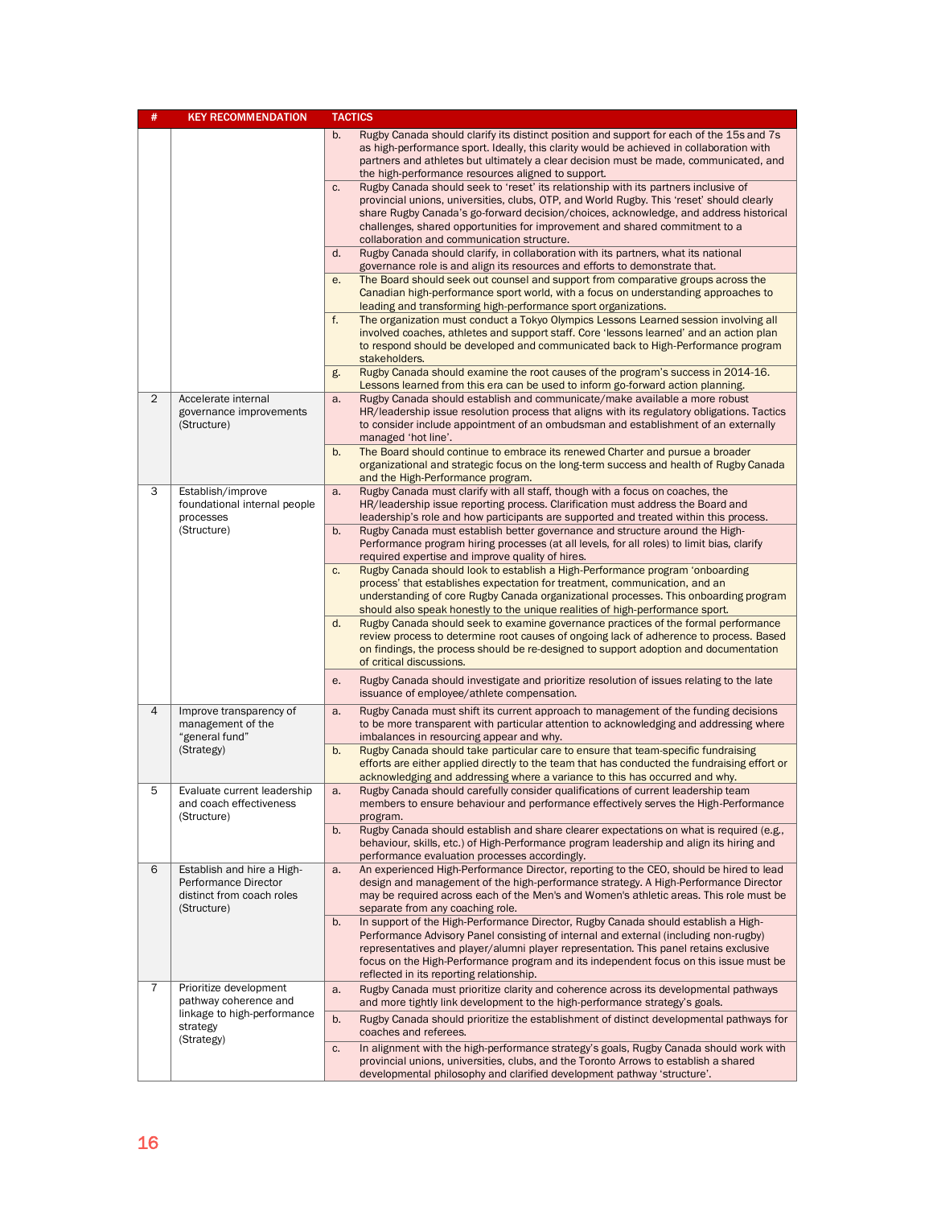| # | KEY RECOMMENDATION | TACTICS | |
|---|---|---|---|
| | | b. | Rugby Canada should clarify its distinct position and support for each of the 15s and 7s as high-performance sport. Ideally, this clarity would be achieved in collaboration with partners and athletes but ultimately a clear decision must be made, communicated, and the high-performance resources aligned to support. |
| | | c. | Rugby Canada should seek to 'reset' its relationship with its partners inclusive of provincial unions, universities, clubs, OTP, and World Rugby. This 'reset' should clearly share Rugby Canada's go-forward decision/choices, acknowledge, and address historical challenges, shared opportunities for improvement and shared commitment to a collaboration and communication structure. |
| | | d. | Rugby Canada should clarify, in collaboration with its partners, what its national governance role is and align its resources and efforts to demonstrate that. |
| | | e. | The Board should seek out counsel and support from comparative groups across the Canadian high-performance sport world, with a focus on understanding approaches to leading and transforming high-performance sport organizations. |
| | | f. | The organization must conduct a Tokyo Olympics Lessons Learned session involving all involved coaches, athletes and support staff. Core 'lessons learned' and an action plan to respond should be developed and communicated back to High-Performance program stakeholders. |
| | | g. | Rugby Canada should examine the root causes of the program's success in 2014-16. Lessons learned from this era can be used to inform go-forward action planning. |
| 2 | Accelerate internal governance improvements (Structure) | a. | Rugby Canada should establish and communicate/make available a more robust HR/leadership issue resolution process that aligns with its regulatory obligations. Tactics to consider include appointment of an ombudsman and establishment of an externally managed 'hot line'. |
| | | b. | The Board should continue to embrace its renewed Charter and pursue a broader organizational and strategic focus on the long-term success and health of Rugby Canada and the High-Performance program. |
| 3 | Establish/improve foundational internal people processes (Structure) | a. | Rugby Canada must clarify with all staff, though with a focus on coaches, the HR/leadership issue reporting process. Clarification must address the Board and leadership's role and how participants are supported and treated within this process. |
| | | b. | Rugby Canada must establish better governance and structure around the High-Performance program hiring processes (at all levels, for all roles) to limit bias, clarify required expertise and improve quality of hires. |
| | | c. | Rugby Canada should look to establish a High-Performance program 'onboarding process' that establishes expectation for treatment, communication, and an understanding of core Rugby Canada organizational processes. This onboarding program should also speak honestly to the unique realities of high-performance sport. |
| | | d. | Rugby Canada should seek to examine governance practices of the formal performance review process to determine root causes of ongoing lack of adherence to process. Based on findings, the process should be re-designed to support adoption and documentation of critical discussions. |
| | | e. | Rugby Canada should investigate and prioritize resolution of issues relating to the late issuance of employee/athlete compensation. |
| 4 | Improve transparency of management of the "general fund" (Strategy) | a. | Rugby Canada must shift its current approach to management of the funding decisions to be more transparent with particular attention to acknowledging and addressing where imbalances in resourcing appear and why. |
| | | b. | Rugby Canada should take particular care to ensure that team-specific fundraising efforts are either applied directly to the team that has conducted the fundraising effort or acknowledging and addressing where a variance to this has occurred and why. |
| 5 | Evaluate current leadership and coach effectiveness (Structure) | a. | Rugby Canada should carefully consider qualifications of current leadership team members to ensure behaviour and performance effectively serves the High-Performance program. |
| | | b. | Rugby Canada should establish and share clearer expectations on what is required (e.g., behaviour, skills, etc.) of High-Performance program leadership and align its hiring and performance evaluation processes accordingly. |
| 6 | Establish and hire a High-Performance Director distinct from coach roles (Structure) | a. | An experienced High-Performance Director, reporting to the CEO, should be hired to lead design and management of the high-performance strategy. A High-Performance Director may be required across each of the Men's and Women's athletic areas. This role must be separate from any coaching role. |
| | | b. | In support of the High-Performance Director, Rugby Canada should establish a High-Performance Advisory Panel consisting of internal and external (including non-rugby) representatives and player/alumni player representation. This panel retains exclusive focus on the High-Performance program and its independent focus on this issue must be reflected in its reporting relationship. |
| 7 | Prioritize development pathway coherence and linkage to high-performance strategy (Strategy) | a. | Rugby Canada must prioritize clarity and coherence across its developmental pathways and more tightly link development to the high-performance strategy's goals. |
| | | b. | Rugby Canada should prioritize the establishment of distinct developmental pathways for coaches and referees. |
| | | c. | In alignment with the high-performance strategy's goals, Rugby Canada should work with provincial unions, universities, clubs, and the Toronto Arrows to establish a shared developmental philosophy and clarified development pathway 'structure'. |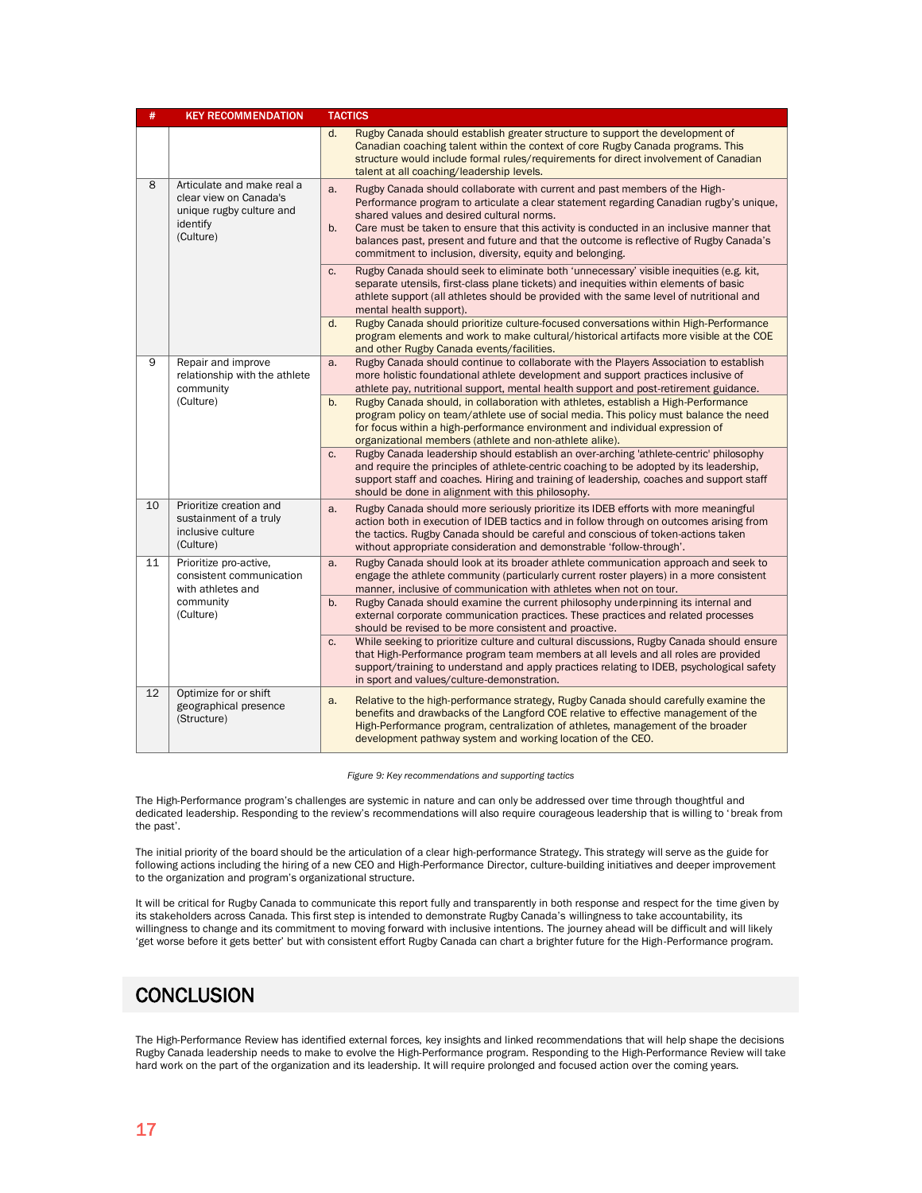| # | KEY RECOMMENDATION | | TACTICS |
|---|---|---|---|
| | | d. | Rugby Canada should establish greater structure to support the development of Canadian coaching talent within the context of core Rugby Canada programs. This structure would include formal rules/requirements for direct involvement of Canadian talent at all coaching/leadership levels. |
| 8 | Articulate and make real a clear view on Canada's unique rugby culture and identify (Culture) | a. | Rugby Canada should collaborate with current and past members of the High-Performance program to articulate a clear statement regarding Canadian rugby's unique, shared values and desired cultural norms. |
| | | b. | Care must be taken to ensure that this activity is conducted in an inclusive manner that balances past, present and future and that the outcome is reflective of Rugby Canada's commitment to inclusion, diversity, equity and belonging. |
| | | c. | Rugby Canada should seek to eliminate both 'unnecessary' visible inequities (e.g. kit, separate utensils, first-class plane tickets) and inequities within elements of basic athlete support (all athletes should be provided with the same level of nutritional and mental health support). |
| | | d. | Rugby Canada should prioritize culture-focused conversations within High-Performance program elements and work to make cultural/historical artifacts more visible at the COE and other Rugby Canada events/facilities. |
| 9 | Repair and improve relationship with the athlete community (Culture) | a. | Rugby Canada should continue to collaborate with the Players Association to establish more holistic foundational athlete development and support practices inclusive of athlete pay, nutritional support, mental health support and post-retirement guidance. |
| | | b. | Rugby Canada should, in collaboration with athletes, establish a High-Performance program policy on team/athlete use of social media. This policy must balance the need for focus within a high-performance environment and individual expression of organizational members (athlete and non-athlete alike). |
| | | c. | Rugby Canada leadership should establish an over-arching 'athlete-centric' philosophy and require the principles of athlete-centric coaching to be adopted by its leadership, support staff and coaches. Hiring and training of leadership, coaches and support staff should be done in alignment with this philosophy. |
| 10 | Prioritize creation and sustainment of a truly inclusive culture (Culture) | a. | Rugby Canada should more seriously prioritize its IDEB efforts with more meaningful action both in execution of IDEB tactics and in follow through on outcomes arising from the tactics. Rugby Canada should be careful and conscious of token-actions taken without appropriate consideration and demonstrable 'follow-through'. |
| 11 | Prioritize pro-active, consistent communication with athletes and community (Culture) | a. | Rugby Canada should look at its broader athlete communication approach and seek to engage the athlete community (particularly current roster players) in a more consistent manner, inclusive of communication with athletes when not on tour. |
| | | b. | Rugby Canada should examine the current philosophy underpinning its internal and external corporate communication practices. These practices and related processes should be revised to be more consistent and proactive. |
| | | c. | While seeking to prioritize culture and cultural discussions, Rugby Canada should ensure that High-Performance program team members at all levels and all roles are provided support/training to understand and apply practices relating to IDEB, psychological safety in sport and values/culture-demonstration. |
| 12 | Optimize for or shift geographical presence (Structure) | a. | Relative to the high-performance strategy, Rugby Canada should carefully examine the benefits and drawbacks of the Langford COE relative to effective management of the High-Performance program, centralization of athletes, management of the broader development pathway system and working location of the CEO. |

*Figure 9: Key recommendations and supporting tactics*

The High-Performance program's challenges are systemic in nature and can only be addressed over time through thoughtful and dedicated leadership. Responding to the review's recommendations will also require courageous leadership that is willing to 'break from the past'.

The initial priority of the board should be the articulation of a clear high-performance Strategy. This strategy will serve as the guide for following actions including the hiring of a new CEO and High-Performance Director, culture-building initiatives and deeper improvement to the organization and program's organizational structure.

It will be critical for Rugby Canada to communicate this report fully and transparently in both response and respect for the time given by its stakeholders across Canada. This first step is intended to demonstrate Rugby Canada's willingness to take accountability, its willingness to change and its commitment to moving forward with inclusive intentions. The journey ahead will be difficult and will likely 'get worse before it gets better' but with consistent effort Rugby Canada can chart a brighter future for the High-Performance program.

## CONCLUSION

The High-Performance Review has identified external forces, key insights and linked recommendations that will help shape the decisions Rugby Canada leadership needs to make to evolve the High-Performance program. Responding to the High-Performance Review will take hard work on the part of the organization and its leadership. It will require prolonged and focused action over the coming years.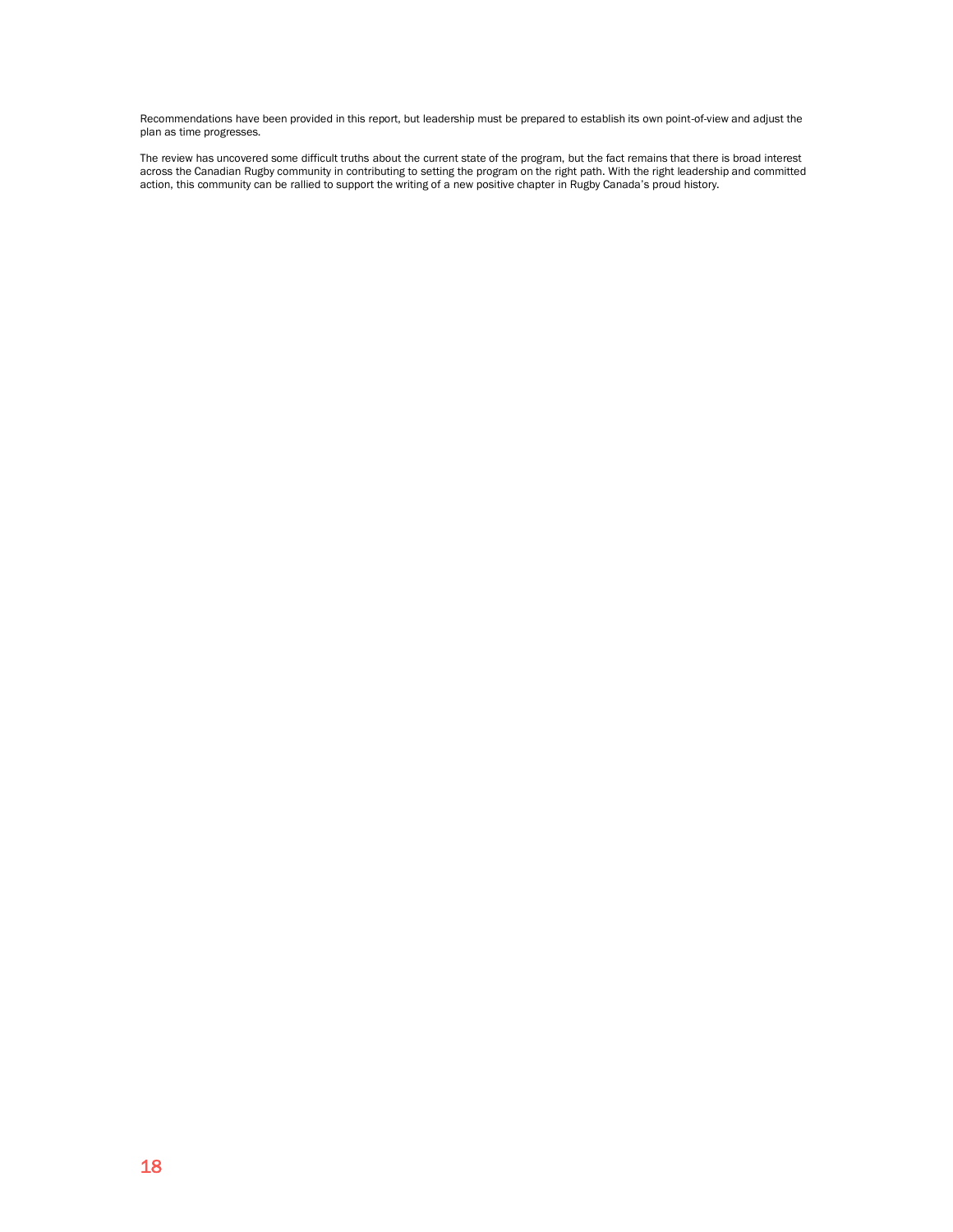Recommendations have been provided in this report, but leadership must be prepared to establish its own point-of-view and adjust the plan as time progresses.

The review has uncovered some difficult truths about the current state of the program, but the fact remains that there is broad interest across the Canadian Rugby community in contributing to setting the program on the right path. With the right leadership and committed action, this community can be rallied to support the writing of a new positive chapter in Rugby Canada's proud history.